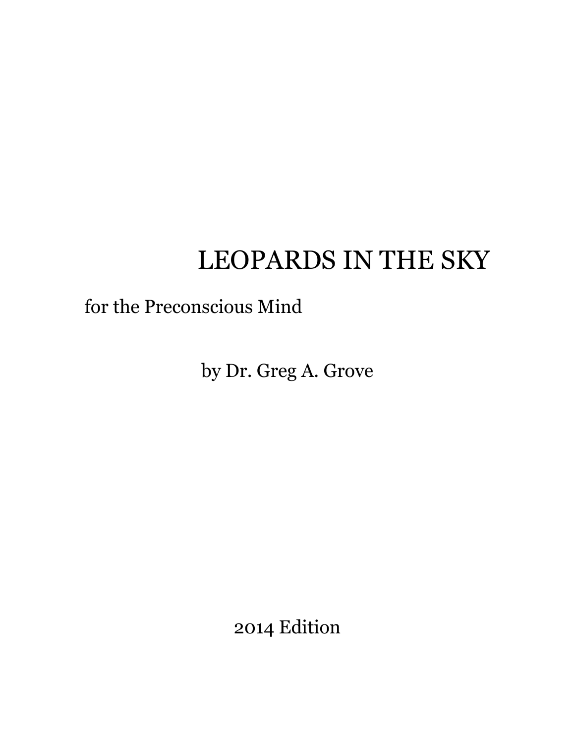# LEOPARDS IN THE SKY

for the Preconscious Mind

by Dr. Greg A. Grove

2014 Edition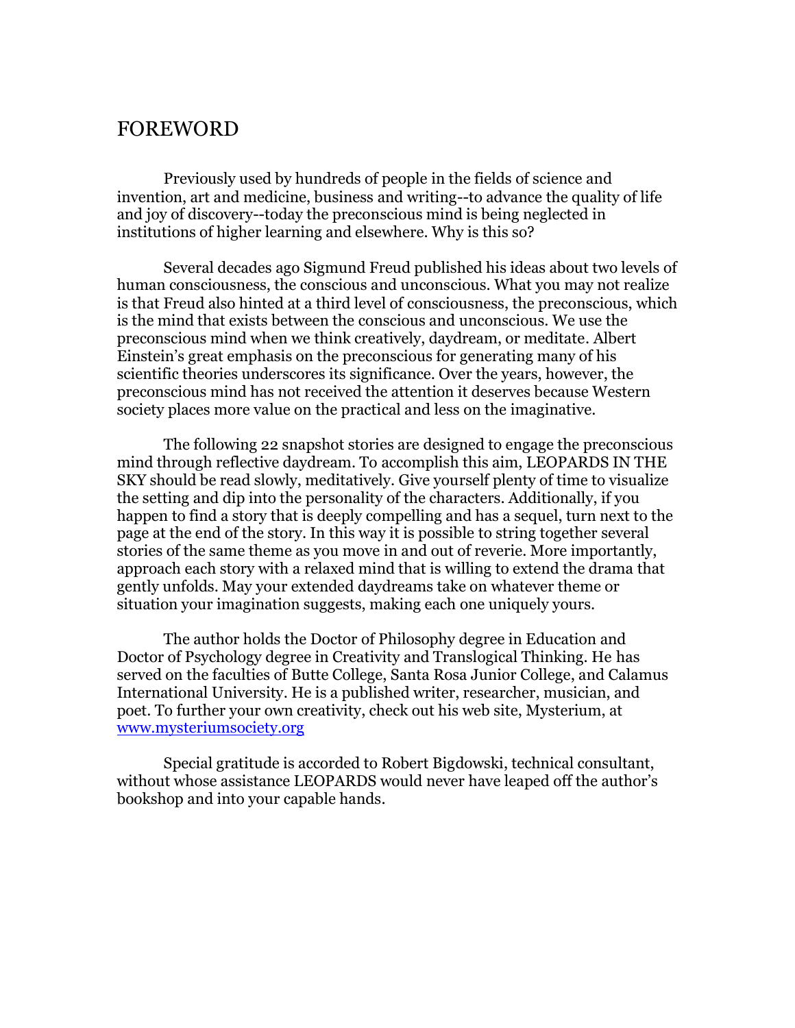# FOREWORD

Previously used by hundreds of people in the fields of science and invention, art and medicine, business and writing--to advance the quality of life and joy of discovery--today the preconscious mind is being neglected in institutions of higher learning and elsewhere. Why is this so?

Several decades ago Sigmund Freud published his ideas about two levels of human consciousness, the conscious and unconscious. What you may not realize is that Freud also hinted at a third level of consciousness, the preconscious, which is the mind that exists between the conscious and unconscious. We use the preconscious mind when we think creatively, daydream, or meditate. Albert Einstein's great emphasis on the preconscious for generating many of his scientific theories underscores its significance. Over the years, however, the preconscious mind has not received the attention it deserves because Western society places more value on the practical and less on the imaginative.

The following 22 snapshot stories are designed to engage the preconscious mind through reflective daydream. To accomplish this aim, LEOPARDS IN THE SKY should be read slowly, meditatively. Give yourself plenty of time to visualize the setting and dip into the personality of the characters. Additionally, if you happen to find a story that is deeply compelling and has a sequel, turn next to the page at the end of the story. In this way it is possible to string together several stories of the same theme as you move in and out of reverie. More importantly, approach each story with a relaxed mind that is willing to extend the drama that gently unfolds. May your extended daydreams take on whatever theme or situation your imagination suggests, making each one uniquely yours.

The author holds the Doctor of Philosophy degree in Education and Doctor of Psychology degree in Creativity and Translogical Thinking. He has served on the faculties of Butte College, Santa Rosa Junior College, and Calamus International University. He is a published writer, researcher, musician, and poet. To further your own creativity, check out his web site, Mysterium, at [www.mysteriumsociety.org](http://www.mysteriumsociety.org)

Special gratitude is accorded to Robert Bigdowski, technical consultant, without whose assistance LEOPARDS would never have leaped off the author's bookshop and into your capable hands.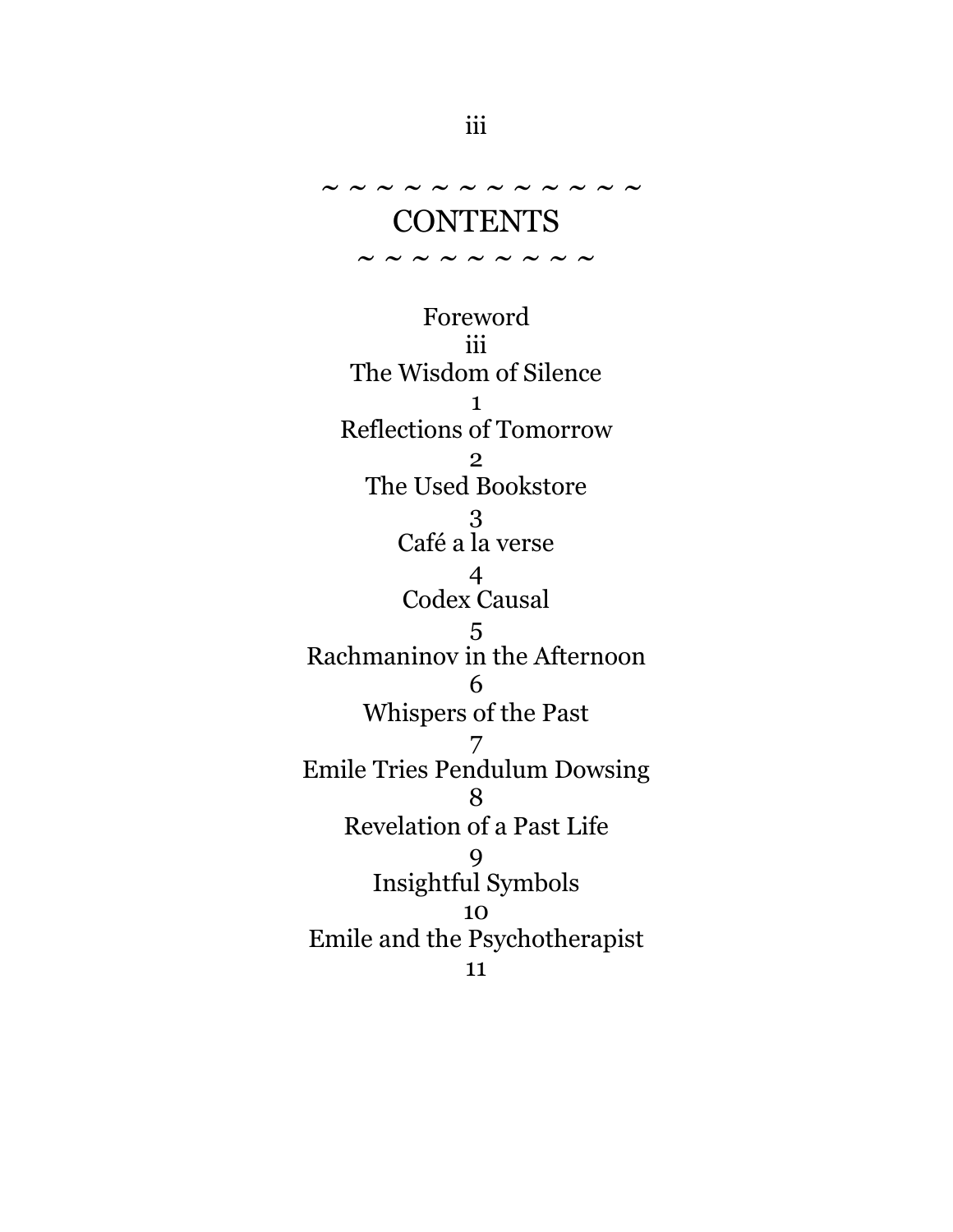~ ~ ~ ~ ~ ~ ~ ~ ~ ~ ~ ~ ~

# CONTENTS

~ ~ ~ ~ ~ ~ ~ ~ ~ ~

Foreword
iii
The Wisdom of Silence
1
Reflections of Tomorrow
2
The Used Bookstore
3
Café a la verse
4
Codex Causal
5
Rachmaninov in the Afternoon
6
Whispers of the Past
7
Emile Tries Pendulum Dowsing
8
Revelation of a Past Life
9
Insightful Symbols
10
Emile and the Psychotherapist
11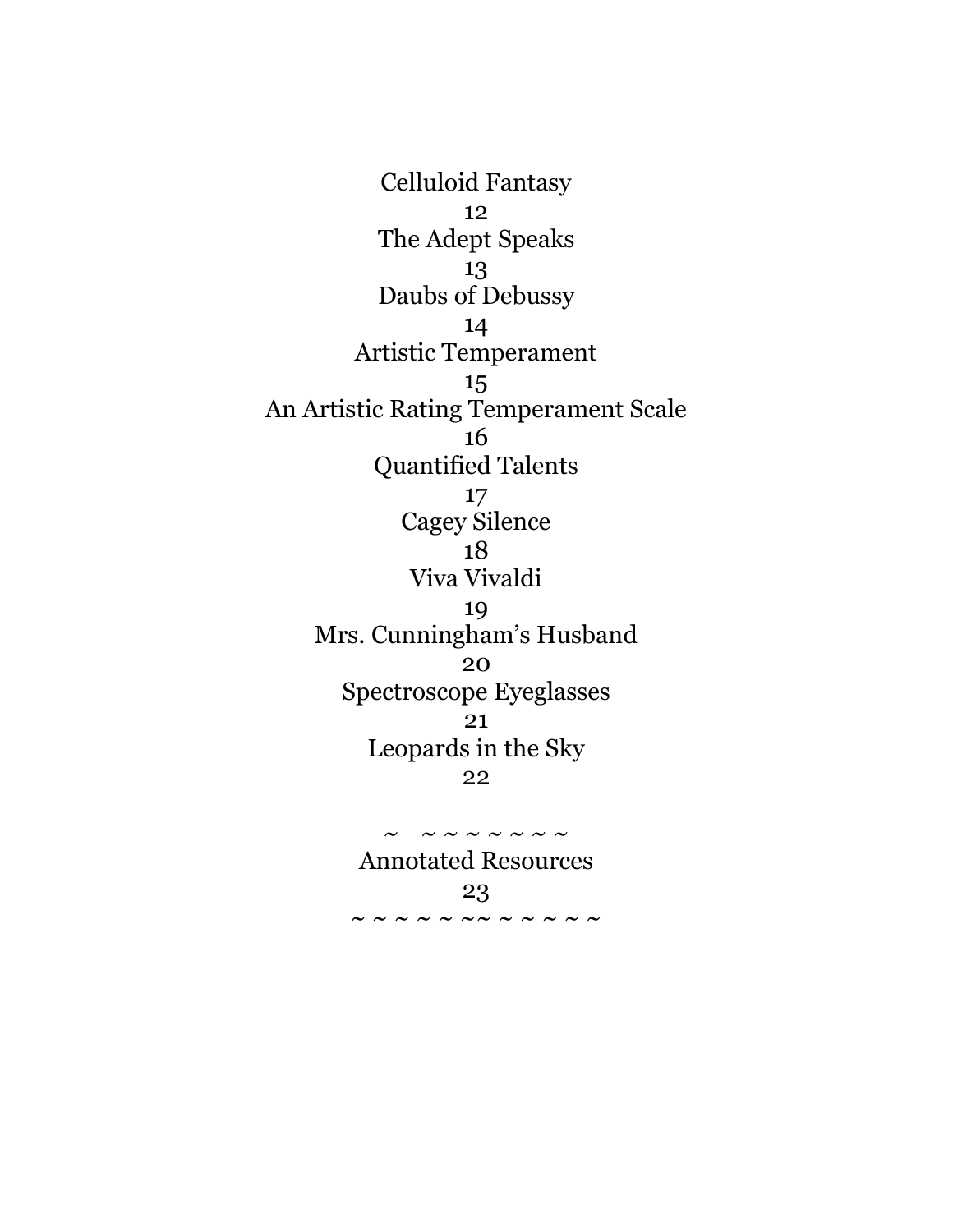Celluloid Fantasy
12
The Adept Speaks
13
Daubs of Debussy
14
Artistic Temperament
15
An Artistic Rating Temperament Scale
16
Quantified Talents
17
Cagey Silence
18
Viva Vivaldi
19
Mrs. Cunningham's Husband
20
Spectroscope Eyeglasses
21
Leopards in the Sky
22

~ ~ ~ ~ ~ ~ ~ ~

Annotated Resources
23

~ ~ ~ ~ ~ ~ ~~ ~ ~ ~ ~ ~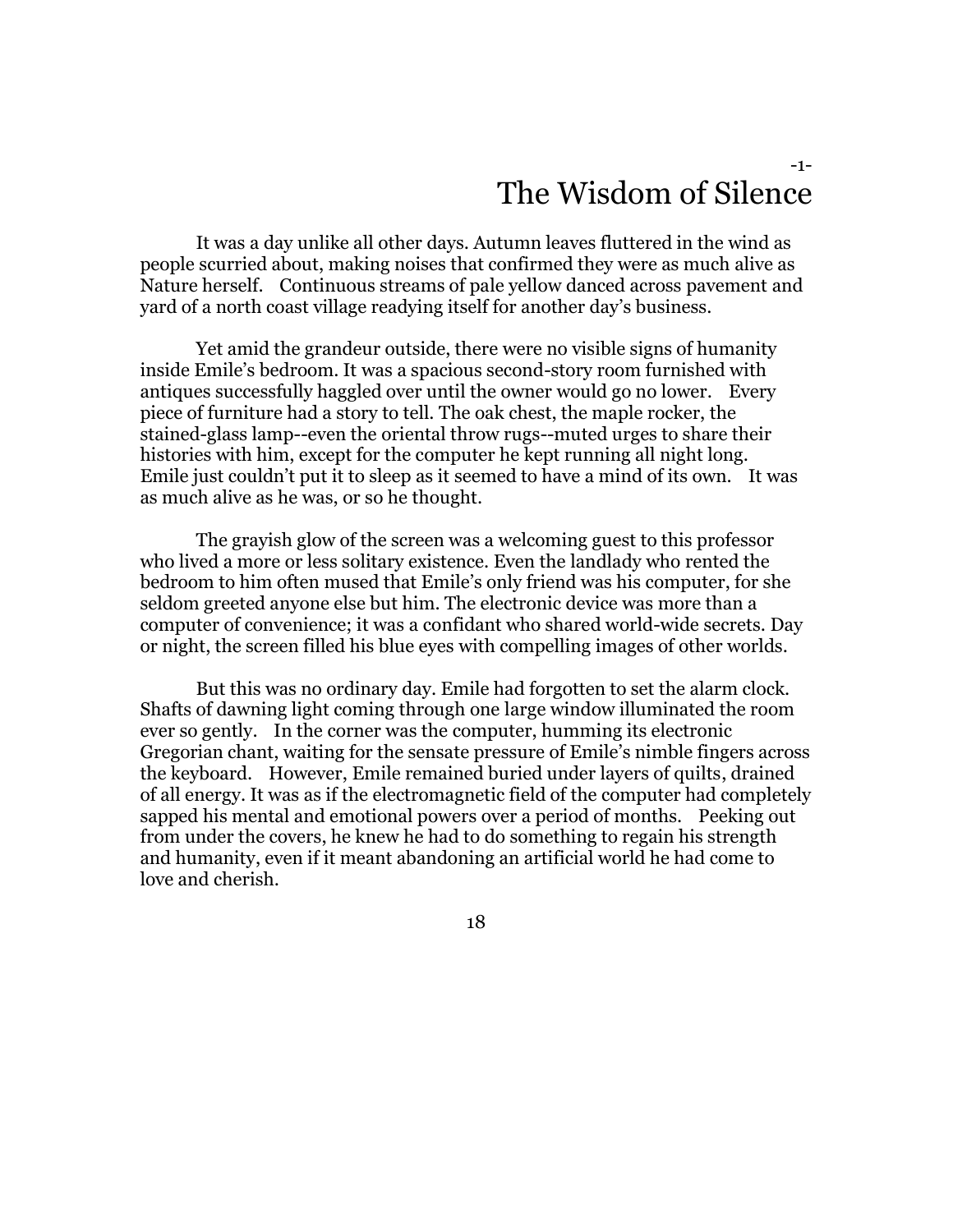-1-

# The Wisdom of Silence

It was a day unlike all other days. Autumn leaves fluttered in the wind as people scurried about, making noises that confirmed they were as much alive as Nature herself. Continuous streams of pale yellow danced across pavement and yard of a north coast village readying itself for another day's business.

Yet amid the grandeur outside, there were no visible signs of humanity inside Emile's bedroom. It was a spacious second-story room furnished with antiques successfully haggled over until the owner would go no lower. Every piece of furniture had a story to tell. The oak chest, the maple rocker, the stained-glass lamp--even the oriental throw rugs--muted urges to share their histories with him, except for the computer he kept running all night long. Emile just couldn't put it to sleep as it seemed to have a mind of its own. It was as much alive as he was, or so he thought.

The grayish glow of the screen was a welcoming guest to this professor who lived a more or less solitary existence. Even the landlady who rented the bedroom to him often mused that Emile's only friend was his computer, for she seldom greeted anyone else but him. The electronic device was more than a computer of convenience; it was a confidant who shared world-wide secrets. Day or night, the screen filled his blue eyes with compelling images of other worlds.

But this was no ordinary day. Emile had forgotten to set the alarm clock. Shafts of dawning light coming through one large window illuminated the room ever so gently. In the corner was the computer, humming its electronic Gregorian chant, waiting for the sensate pressure of Emile's nimble fingers across the keyboard. However, Emile remained buried under layers of quilts, drained of all energy. It was as if the electromagnetic field of the computer had completely sapped his mental and emotional powers over a period of months. Peeking out from under the covers, he knew he had to do something to regain his strength and humanity, even if it meant abandoning an artificial world he had come to love and cherish.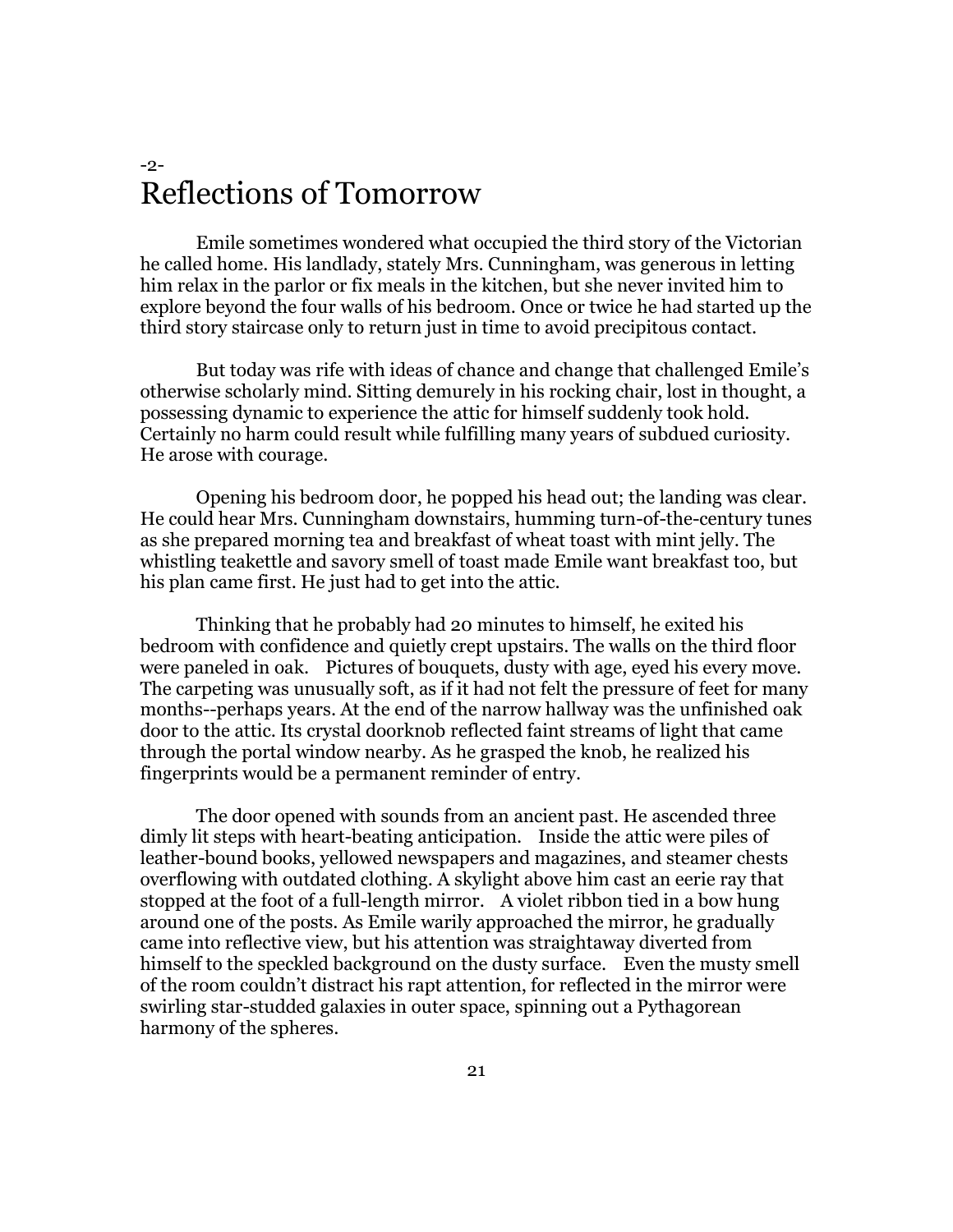-2-

# Reflections of Tomorrow

Emile sometimes wondered what occupied the third story of the Victorian he called home. His landlady, stately Mrs. Cunningham, was generous in letting him relax in the parlor or fix meals in the kitchen, but she never invited him to explore beyond the four walls of his bedroom. Once or twice he had started up the third story staircase only to return just in time to avoid precipitous contact.

But today was rife with ideas of chance and change that challenged Emile's otherwise scholarly mind. Sitting demurely in his rocking chair, lost in thought, a possessing dynamic to experience the attic for himself suddenly took hold. Certainly no harm could result while fulfilling many years of subdued curiosity. He arose with courage.

Opening his bedroom door, he popped his head out; the landing was clear. He could hear Mrs. Cunningham downstairs, humming turn-of-the-century tunes as she prepared morning tea and breakfast of wheat toast with mint jelly. The whistling teakettle and savory smell of toast made Emile want breakfast too, but his plan came first. He just had to get into the attic.

Thinking that he probably had 20 minutes to himself, he exited his bedroom with confidence and quietly crept upstairs. The walls on the third floor were paneled in oak. Pictures of bouquets, dusty with age, eyed his every move. The carpeting was unusually soft, as if it had not felt the pressure of feet for many months--perhaps years. At the end of the narrow hallway was the unfinished oak door to the attic. Its crystal doorknob reflected faint streams of light that came through the portal window nearby. As he grasped the knob, he realized his fingerprints would be a permanent reminder of entry.

The door opened with sounds from an ancient past. He ascended three dimly lit steps with heart-beating anticipation. Inside the attic were piles of leather-bound books, yellowed newspapers and magazines, and steamer chests overflowing with outdated clothing. A skylight above him cast an eerie ray that stopped at the foot of a full-length mirror. A violet ribbon tied in a bow hung around one of the posts. As Emile warily approached the mirror, he gradually came into reflective view, but his attention was straightaway diverted from himself to the speckled background on the dusty surface. Even the musty smell of the room couldn't distract his rapt attention, for reflected in the mirror were swirling star-studded galaxies in outer space, spinning out a Pythagorean harmony of the spheres.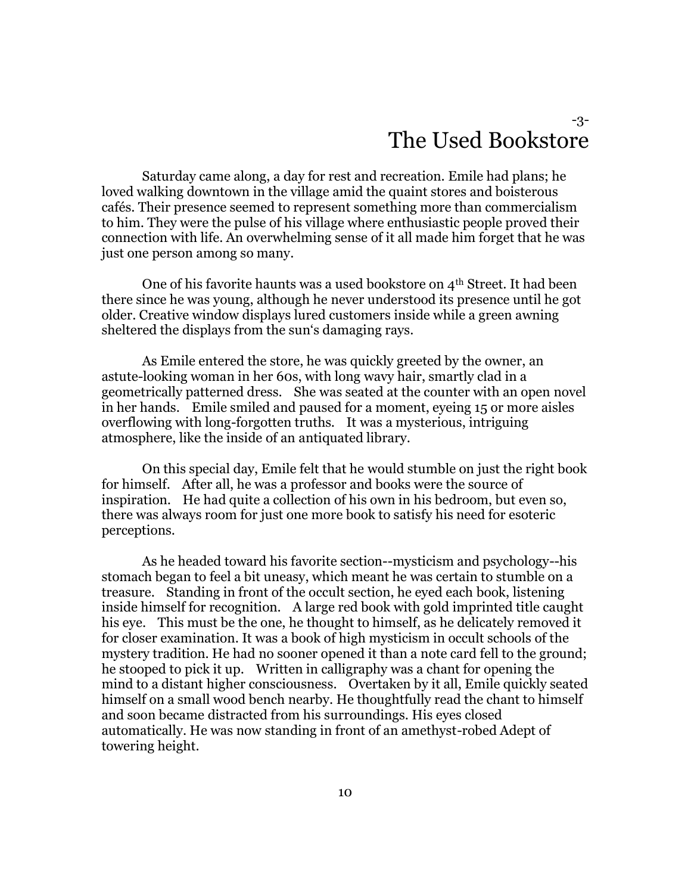-3-

# The Used Bookstore

Saturday came along, a day for rest and recreation. Emile had plans; he loved walking downtown in the village amid the quaint stores and boisterous cafés. Their presence seemed to represent something more than commercialism to him. They were the pulse of his village where enthusiastic people proved their connection with life. An overwhelming sense of it all made him forget that he was just one person among so many.

One of his favorite haunts was a used bookstore on 4th Street. It had been there since he was young, although he never understood its presence until he got older. Creative window displays lured customers inside while a green awning sheltered the displays from the sun's damaging rays.

As Emile entered the store, he was quickly greeted by the owner, an astute-looking woman in her 60s, with long wavy hair, smartly clad in a geometrically patterned dress. She was seated at the counter with an open novel in her hands. Emile smiled and paused for a moment, eyeing 15 or more aisles overflowing with long-forgotten truths. It was a mysterious, intriguing atmosphere, like the inside of an antiquated library.

On this special day, Emile felt that he would stumble on just the right book for himself. After all, he was a professor and books were the source of inspiration. He had quite a collection of his own in his bedroom, but even so, there was always room for just one more book to satisfy his need for esoteric perceptions.

As he headed toward his favorite section--mysticism and psychology--his stomach began to feel a bit uneasy, which meant he was certain to stumble on a treasure. Standing in front of the occult section, he eyed each book, listening inside himself for recognition. A large red book with gold imprinted title caught his eye. This must be the one, he thought to himself, as he delicately removed it for closer examination. It was a book of high mysticism in occult schools of the mystery tradition. He had no sooner opened it than a note card fell to the ground; he stooped to pick it up. Written in calligraphy was a chant for opening the mind to a distant higher consciousness. Overtaken by it all, Emile quickly seated himself on a small wood bench nearby. He thoughtfully read the chant to himself and soon became distracted from his surroundings. His eyes closed automatically. He was now standing in front of an amethyst-robed Adept of towering height.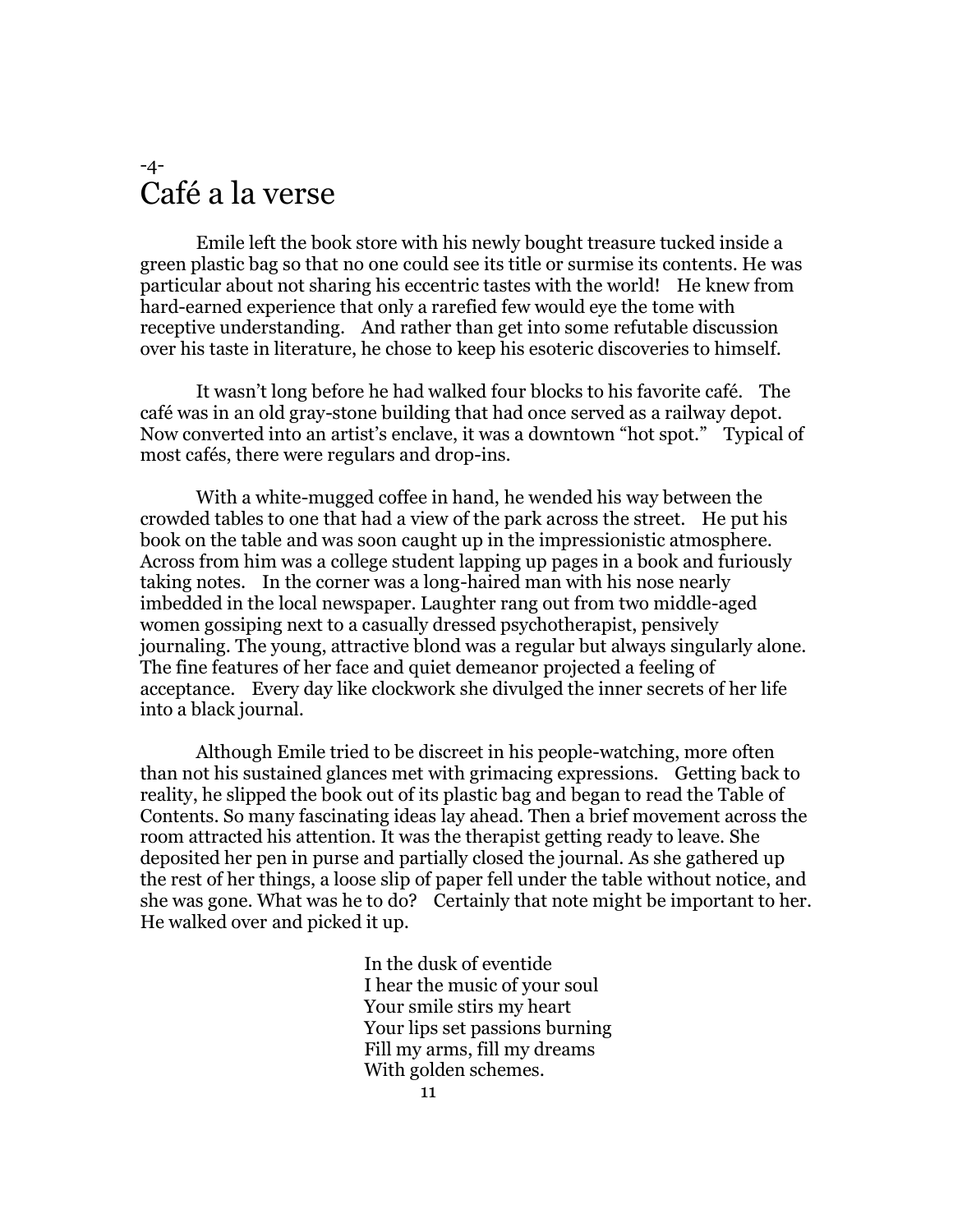-4-

# Café a la verse

Emile left the book store with his newly bought treasure tucked inside a green plastic bag so that no one could see its title or surmise its contents. He was particular about not sharing his eccentric tastes with the world! He knew from hard-earned experience that only a rarefied few would eye the tome with receptive understanding. And rather than get into some refutable discussion over his taste in literature, he chose to keep his esoteric discoveries to himself.

It wasn't long before he had walked four blocks to his favorite café. The café was in an old gray-stone building that had once served as a railway depot. Now converted into an artist's enclave, it was a downtown "hot spot." Typical of most cafés, there were regulars and drop-ins.

With a white-mugged coffee in hand, he wended his way between the crowded tables to one that had a view of the park across the street. He put his book on the table and was soon caught up in the impressionistic atmosphere. Across from him was a college student lapping up pages in a book and furiously taking notes. In the corner was a long-haired man with his nose nearly imbedded in the local newspaper. Laughter rang out from two middle-aged women gossiping next to a casually dressed psychotherapist, pensively journaling. The young, attractive blond was a regular but always singularly alone. The fine features of her face and quiet demeanor projected a feeling of acceptance. Every day like clockwork she divulged the inner secrets of her life into a black journal.

Although Emile tried to be discreet in his people-watching, more often than not his sustained glances met with grimacing expressions. Getting back to reality, he slipped the book out of its plastic bag and began to read the Table of Contents. So many fascinating ideas lay ahead. Then a brief movement across the room attracted his attention. It was the therapist getting ready to leave. She deposited her pen in purse and partially closed the journal. As she gathered up the rest of her things, a loose slip of paper fell under the table without notice, and she was gone. What was he to do? Certainly that note might be important to her. He walked over and picked it up.

> In the dusk of eventide
> I hear the music of your soul
> Your smile stirs my heart
> Your lips set passions burning
> Fill my arms, fill my dreams
> With golden schemes.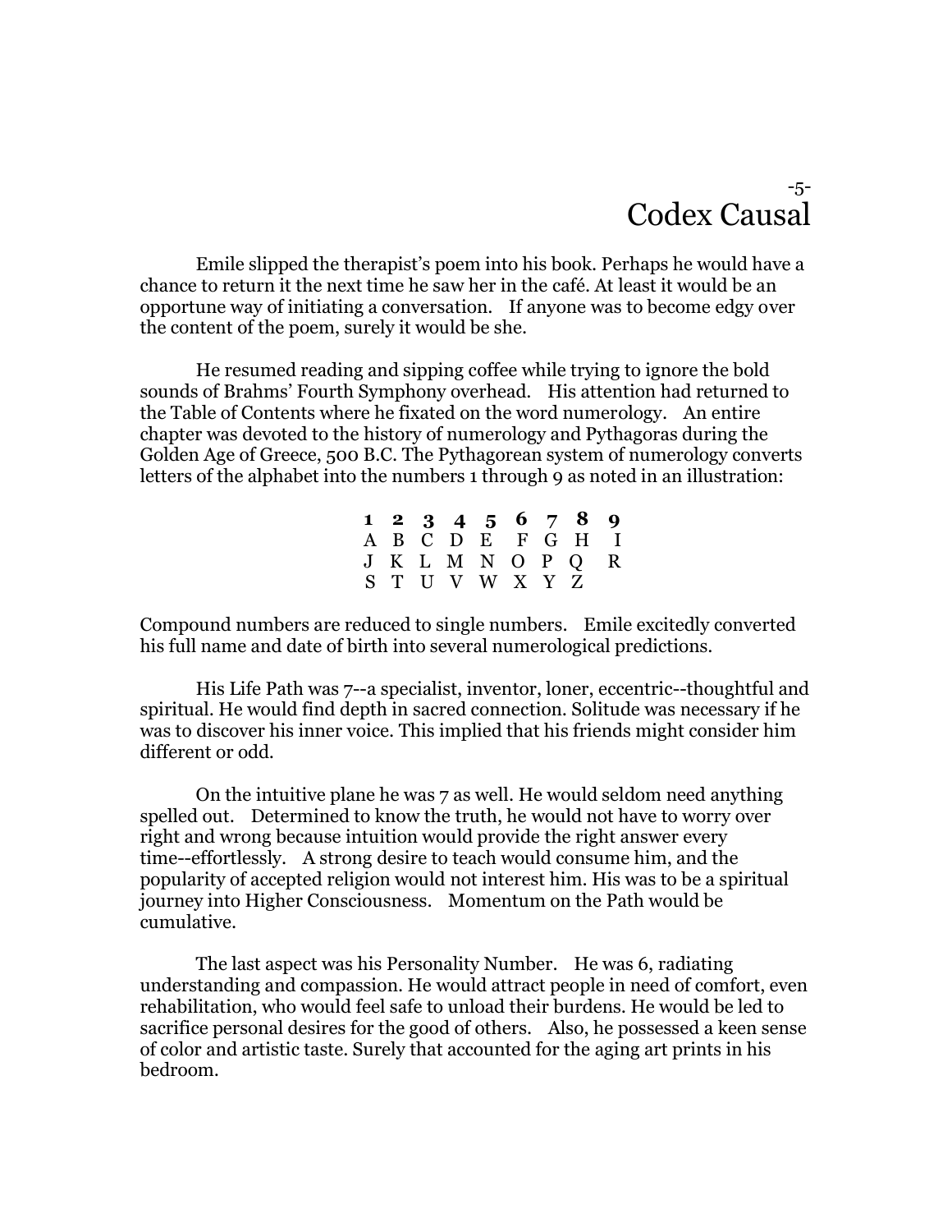# -5-
# Codex Causal

Emile slipped the therapist's poem into his book. Perhaps he would have a chance to return it the next time he saw her in the café. At least it would be an opportune way of initiating a conversation. If anyone was to become edgy over the content of the poem, surely it would be she.

He resumed reading and sipping coffee while trying to ignore the bold sounds of Brahms' Fourth Symphony overhead. His attention had returned to the Table of Contents where he fixated on the word numerology. An entire chapter was devoted to the history of numerology and Pythagoras during the Golden Age of Greece, 500 B.C. The Pythagorean system of numerology converts letters of the alphabet into the numbers 1 through 9 as noted in an illustration:

| **1** | **2** | **3** | **4** | **5** | **6** | **7** | **8** | **9** |
|---|---|---|---|---|---|---|---|---|
| A | B | C | D | E | F | G | H | I |
| J | K | L | M | N | O | P | Q | R |
| S | T | U | V | W | X | Y | Z | |

Compound numbers are reduced to single numbers. Emile excitedly converted his full name and date of birth into several numerological predictions.

His Life Path was 7--a specialist, inventor, loner, eccentric--thoughtful and spiritual. He would find depth in sacred connection. Solitude was necessary if he was to discover his inner voice. This implied that his friends might consider him different or odd.

On the intuitive plane he was 7 as well. He would seldom need anything spelled out. Determined to know the truth, he would not have to worry over right and wrong because intuition would provide the right answer every time--effortlessly. A strong desire to teach would consume him, and the popularity of accepted religion would not interest him. His was to be a spiritual journey into Higher Consciousness. Momentum on the Path would be cumulative.

The last aspect was his Personality Number. He was 6, radiating understanding and compassion. He would attract people in need of comfort, even rehabilitation, who would feel safe to unload their burdens. He would be led to sacrifice personal desires for the good of others. Also, he possessed a keen sense of color and artistic taste. Surely that accounted for the aging art prints in his bedroom.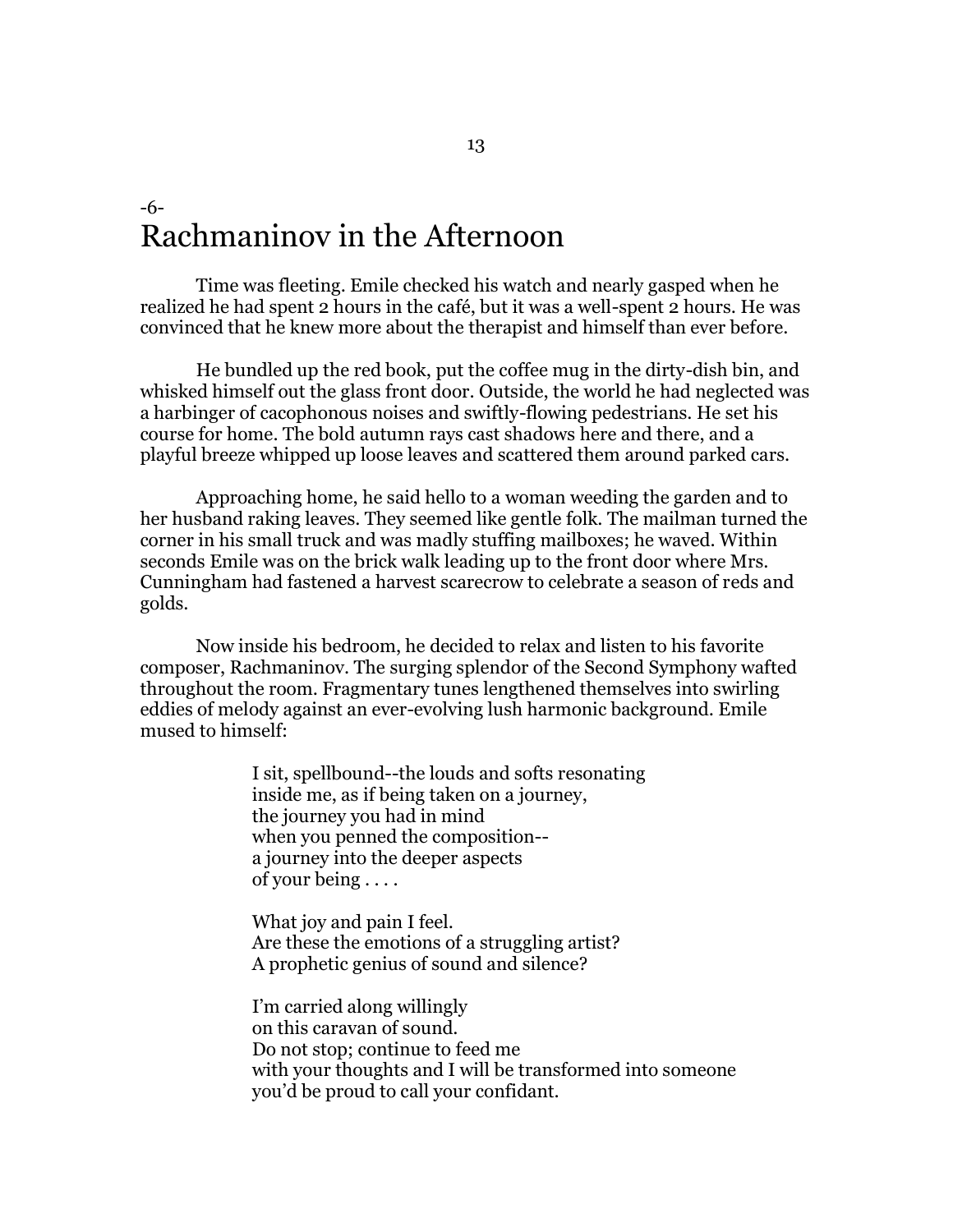## -6-
# Rachmaninov in the Afternoon

Time was fleeting. Emile checked his watch and nearly gasped when he realized he had spent 2 hours in the café, but it was a well-spent 2 hours. He was convinced that he knew more about the therapist and himself than ever before.

He bundled up the red book, put the coffee mug in the dirty-dish bin, and whisked himself out the glass front door. Outside, the world he had neglected was a harbinger of cacophonous noises and swiftly-flowing pedestrians. He set his course for home. The bold autumn rays cast shadows here and there, and a playful breeze whipped up loose leaves and scattered them around parked cars.

Approaching home, he said hello to a woman weeding the garden and to her husband raking leaves. They seemed like gentle folk. The mailman turned the corner in his small truck and was madly stuffing mailboxes; he waved. Within seconds Emile was on the brick walk leading up to the front door where Mrs. Cunningham had fastened a harvest scarecrow to celebrate a season of reds and golds.

Now inside his bedroom, he decided to relax and listen to his favorite composer, Rachmaninov. The surging splendor of the Second Symphony wafted throughout the room. Fragmentary tunes lengthened themselves into swirling eddies of melody against an ever-evolving lush harmonic background. Emile mused to himself:

> I sit, spellbound--the louds and softs resonating
> inside me, as if being taken on a journey,
> the journey you had in mind
> when you penned the composition--
> a journey into the deeper aspects
> of your being . . . .
>
> What joy and pain I feel.
> Are these the emotions of a struggling artist?
> A prophetic genius of sound and silence?
>
> I'm carried along willingly
> on this caravan of sound.
> Do not stop; continue to feed me
> with your thoughts and I will be transformed into someone
> you'd be proud to call your confidant.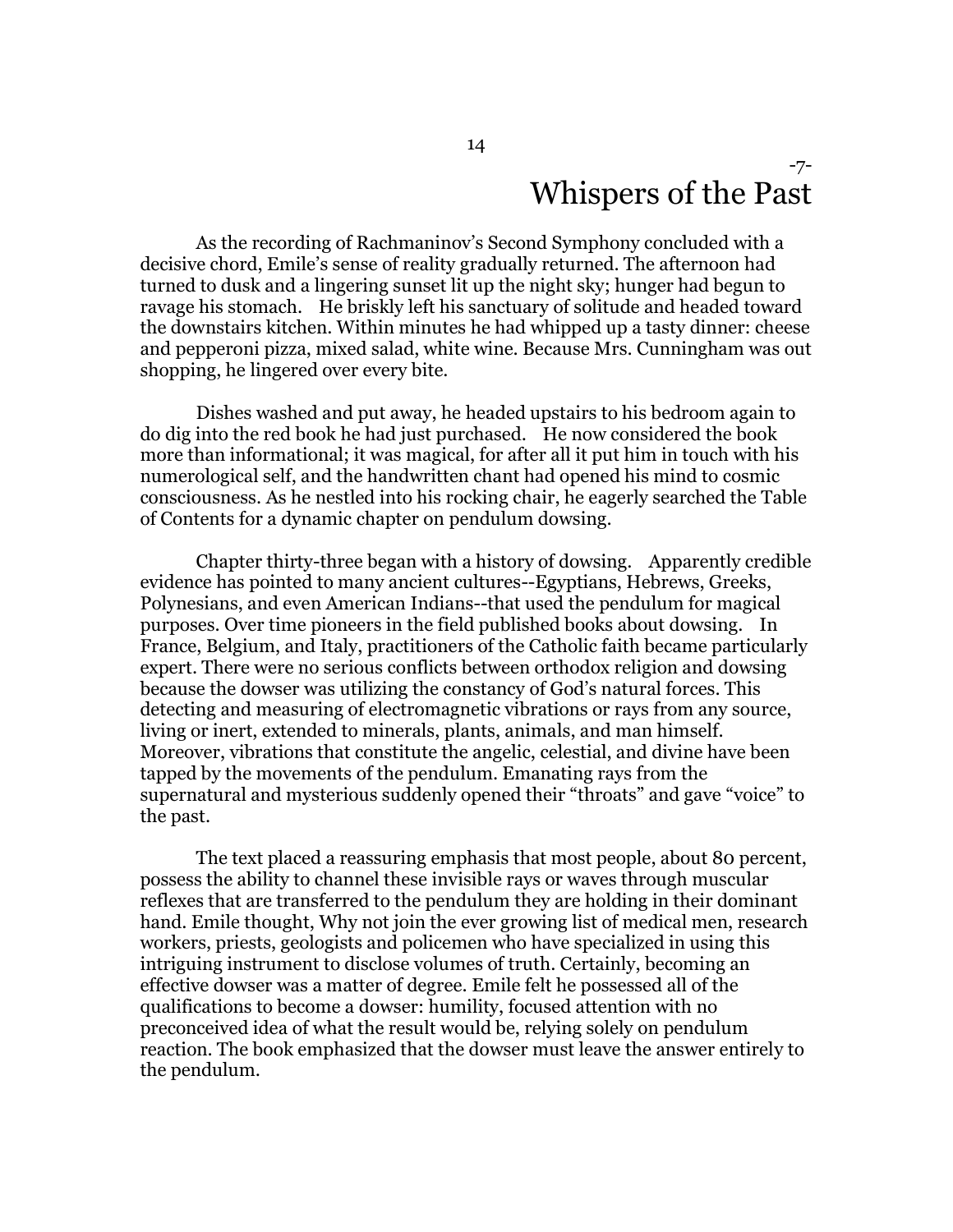-7-

# Whispers of the Past

As the recording of Rachmaninov's Second Symphony concluded with a decisive chord, Emile's sense of reality gradually returned. The afternoon had turned to dusk and a lingering sunset lit up the night sky; hunger had begun to ravage his stomach. He briskly left his sanctuary of solitude and headed toward the downstairs kitchen. Within minutes he had whipped up a tasty dinner: cheese and pepperoni pizza, mixed salad, white wine. Because Mrs. Cunningham was out shopping, he lingered over every bite.

Dishes washed and put away, he headed upstairs to his bedroom again to do dig into the red book he had just purchased. He now considered the book more than informational; it was magical, for after all it put him in touch with his numerological self, and the handwritten chant had opened his mind to cosmic consciousness. As he nestled into his rocking chair, he eagerly searched the Table of Contents for a dynamic chapter on pendulum dowsing.

Chapter thirty-three began with a history of dowsing. Apparently credible evidence has pointed to many ancient cultures--Egyptians, Hebrews, Greeks, Polynesians, and even American Indians--that used the pendulum for magical purposes. Over time pioneers in the field published books about dowsing. In France, Belgium, and Italy, practitioners of the Catholic faith became particularly expert. There were no serious conflicts between orthodox religion and dowsing because the dowser was utilizing the constancy of God's natural forces. This detecting and measuring of electromagnetic vibrations or rays from any source, living or inert, extended to minerals, plants, animals, and man himself. Moreover, vibrations that constitute the angelic, celestial, and divine have been tapped by the movements of the pendulum. Emanating rays from the supernatural and mysterious suddenly opened their "throats" and gave "voice" to the past.

The text placed a reassuring emphasis that most people, about 80 percent, possess the ability to channel these invisible rays or waves through muscular reflexes that are transferred to the pendulum they are holding in their dominant hand. Emile thought, Why not join the ever growing list of medical men, research workers, priests, geologists and policemen who have specialized in using this intriguing instrument to disclose volumes of truth. Certainly, becoming an effective dowser was a matter of degree. Emile felt he possessed all of the qualifications to become a dowser: humility, focused attention with no preconceived idea of what the result would be, relying solely on pendulum reaction. The book emphasized that the dowser must leave the answer entirely to the pendulum.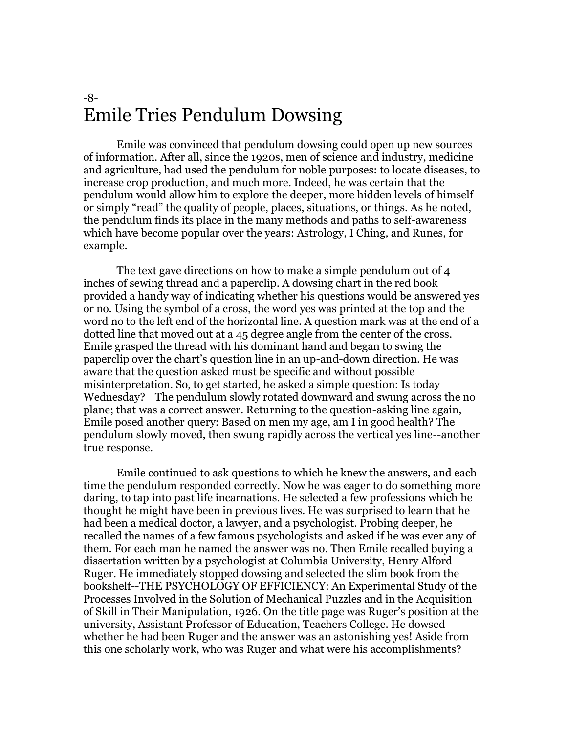## -8-
# Emile Tries Pendulum Dowsing

Emile was convinced that pendulum dowsing could open up new sources of information. After all, since the 1920s, men of science and industry, medicine and agriculture, had used the pendulum for noble purposes: to locate diseases, to increase crop production, and much more. Indeed, he was certain that the pendulum would allow him to explore the deeper, more hidden levels of himself or simply "read" the quality of people, places, situations, or things. As he noted, the pendulum finds its place in the many methods and paths to self-awareness which have become popular over the years: Astrology, I Ching, and Runes, for example.

The text gave directions on how to make a simple pendulum out of 4 inches of sewing thread and a paperclip. A dowsing chart in the red book provided a handy way of indicating whether his questions would be answered yes or no. Using the symbol of a cross, the word yes was printed at the top and the word no to the left end of the horizontal line. A question mark was at the end of a dotted line that moved out at a 45 degree angle from the center of the cross. Emile grasped the thread with his dominant hand and began to swing the paperclip over the chart's question line in an up-and-down direction. He was aware that the question asked must be specific and without possible misinterpretation. So, to get started, he asked a simple question: Is today Wednesday? The pendulum slowly rotated downward and swung across the no plane; that was a correct answer. Returning to the question-asking line again, Emile posed another query: Based on men my age, am I in good health? The pendulum slowly moved, then swung rapidly across the vertical yes line--another true response.

Emile continued to ask questions to which he knew the answers, and each time the pendulum responded correctly. Now he was eager to do something more daring, to tap into past life incarnations. He selected a few professions which he thought he might have been in previous lives. He was surprised to learn that he had been a medical doctor, a lawyer, and a psychologist. Probing deeper, he recalled the names of a few famous psychologists and asked if he was ever any of them. For each man he named the answer was no. Then Emile recalled buying a dissertation written by a psychologist at Columbia University, Henry Alford Ruger. He immediately stopped dowsing and selected the slim book from the bookshelf--THE PSYCHOLOGY OF EFFICIENCY: An Experimental Study of the Processes Involved in the Solution of Mechanical Puzzles and in the Acquisition of Skill in Their Manipulation, 1926. On the title page was Ruger's position at the university, Assistant Professor of Education, Teachers College. He dowsed whether he had been Ruger and the answer was an astonishing yes! Aside from this one scholarly work, who was Ruger and what were his accomplishments?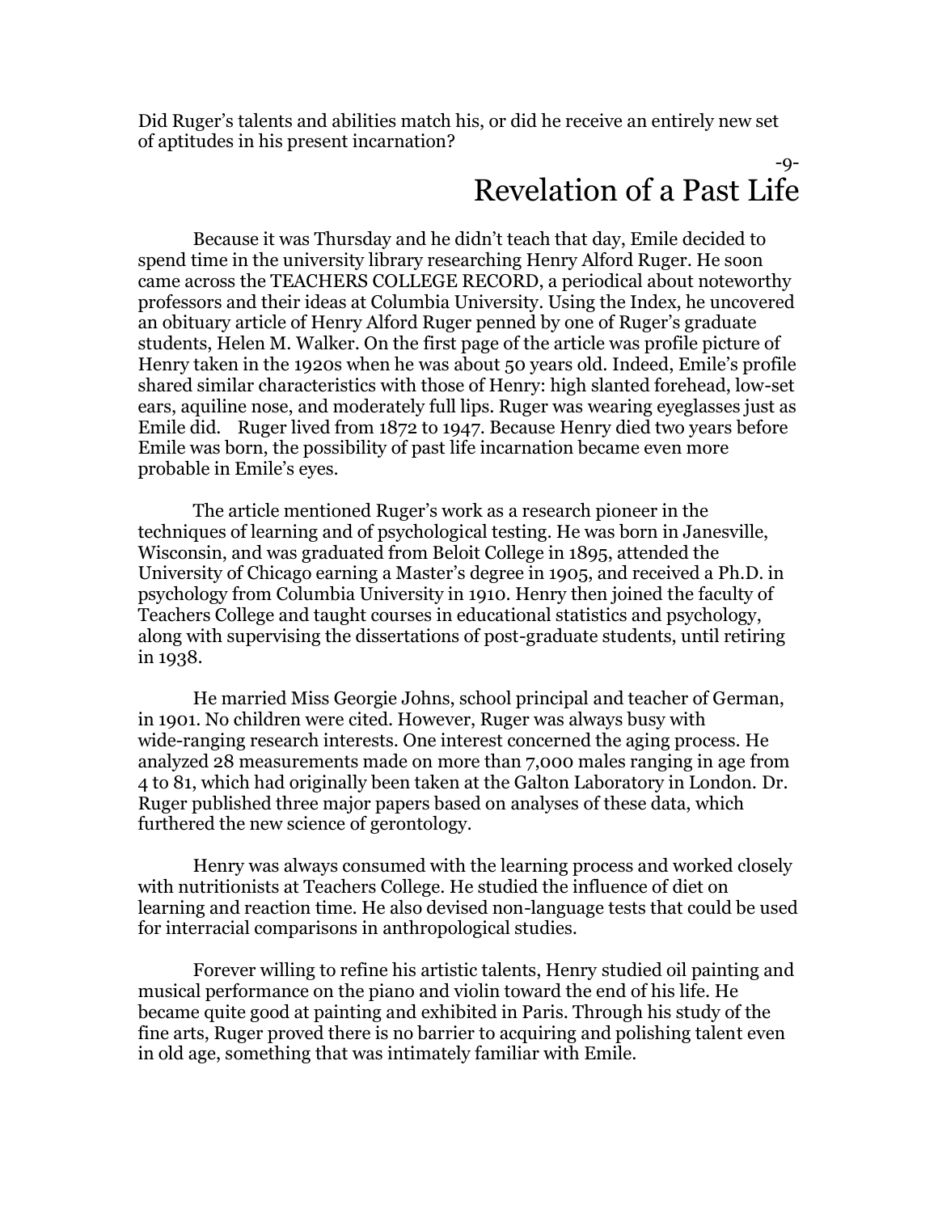Did Ruger's talents and abilities match his, or did he receive an entirely new set of aptitudes in his present incarnation?

-9-

# Revelation of a Past Life

Because it was Thursday and he didn't teach that day, Emile decided to spend time in the university library researching Henry Alford Ruger. He soon came across the TEACHERS COLLEGE RECORD, a periodical about noteworthy professors and their ideas at Columbia University. Using the Index, he uncovered an obituary article of Henry Alford Ruger penned by one of Ruger's graduate students, Helen M. Walker. On the first page of the article was profile picture of Henry taken in the 1920s when he was about 50 years old. Indeed, Emile's profile shared similar characteristics with those of Henry: high slanted forehead, low-set ears, aquiline nose, and moderately full lips. Ruger was wearing eyeglasses just as Emile did. Ruger lived from 1872 to 1947. Because Henry died two years before Emile was born, the possibility of past life incarnation became even more probable in Emile's eyes.

The article mentioned Ruger's work as a research pioneer in the techniques of learning and of psychological testing. He was born in Janesville, Wisconsin, and was graduated from Beloit College in 1895, attended the University of Chicago earning a Master's degree in 1905, and received a Ph.D. in psychology from Columbia University in 1910. Henry then joined the faculty of Teachers College and taught courses in educational statistics and psychology, along with supervising the dissertations of post-graduate students, until retiring in 1938.

He married Miss Georgie Johns, school principal and teacher of German, in 1901. No children were cited. However, Ruger was always busy with wide-ranging research interests. One interest concerned the aging process. He analyzed 28 measurements made on more than 7,000 males ranging in age from 4 to 81, which had originally been taken at the Galton Laboratory in London. Dr. Ruger published three major papers based on analyses of these data, which furthered the new science of gerontology.

Henry was always consumed with the learning process and worked closely with nutritionists at Teachers College. He studied the influence of diet on learning and reaction time. He also devised non-language tests that could be used for interracial comparisons in anthropological studies.

Forever willing to refine his artistic talents, Henry studied oil painting and musical performance on the piano and violin toward the end of his life. He became quite good at painting and exhibited in Paris. Through his study of the fine arts, Ruger proved there is no barrier to acquiring and polishing talent even in old age, something that was intimately familiar with Emile.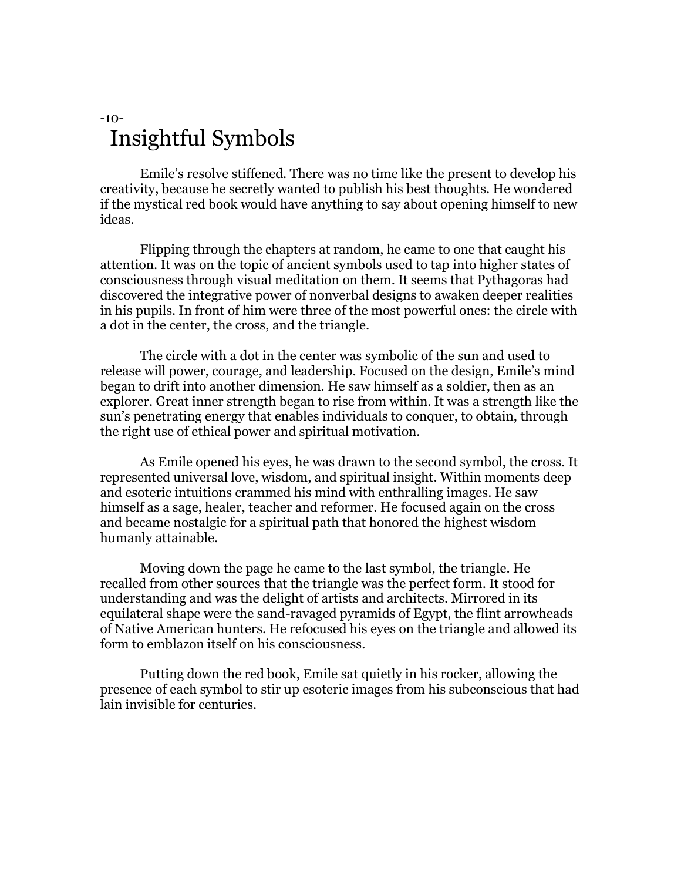-10-

# Insightful Symbols

Emile's resolve stiffened. There was no time like the present to develop his creativity, because he secretly wanted to publish his best thoughts. He wondered if the mystical red book would have anything to say about opening himself to new ideas.

Flipping through the chapters at random, he came to one that caught his attention. It was on the topic of ancient symbols used to tap into higher states of consciousness through visual meditation on them. It seems that Pythagoras had discovered the integrative power of nonverbal designs to awaken deeper realities in his pupils. In front of him were three of the most powerful ones: the circle with a dot in the center, the cross, and the triangle.

The circle with a dot in the center was symbolic of the sun and used to release will power, courage, and leadership. Focused on the design, Emile's mind began to drift into another dimension. He saw himself as a soldier, then as an explorer. Great inner strength began to rise from within. It was a strength like the sun's penetrating energy that enables individuals to conquer, to obtain, through the right use of ethical power and spiritual motivation.

As Emile opened his eyes, he was drawn to the second symbol, the cross. It represented universal love, wisdom, and spiritual insight. Within moments deep and esoteric intuitions crammed his mind with enthralling images. He saw himself as a sage, healer, teacher and reformer. He focused again on the cross and became nostalgic for a spiritual path that honored the highest wisdom humanly attainable.

Moving down the page he came to the last symbol, the triangle. He recalled from other sources that the triangle was the perfect form. It stood for understanding and was the delight of artists and architects. Mirrored in its equilateral shape were the sand-ravaged pyramids of Egypt, the flint arrowheads of Native American hunters. He refocused his eyes on the triangle and allowed its form to emblazon itself on his consciousness.

Putting down the red book, Emile sat quietly in his rocker, allowing the presence of each symbol to stir up esoteric images from his subconscious that had lain invisible for centuries.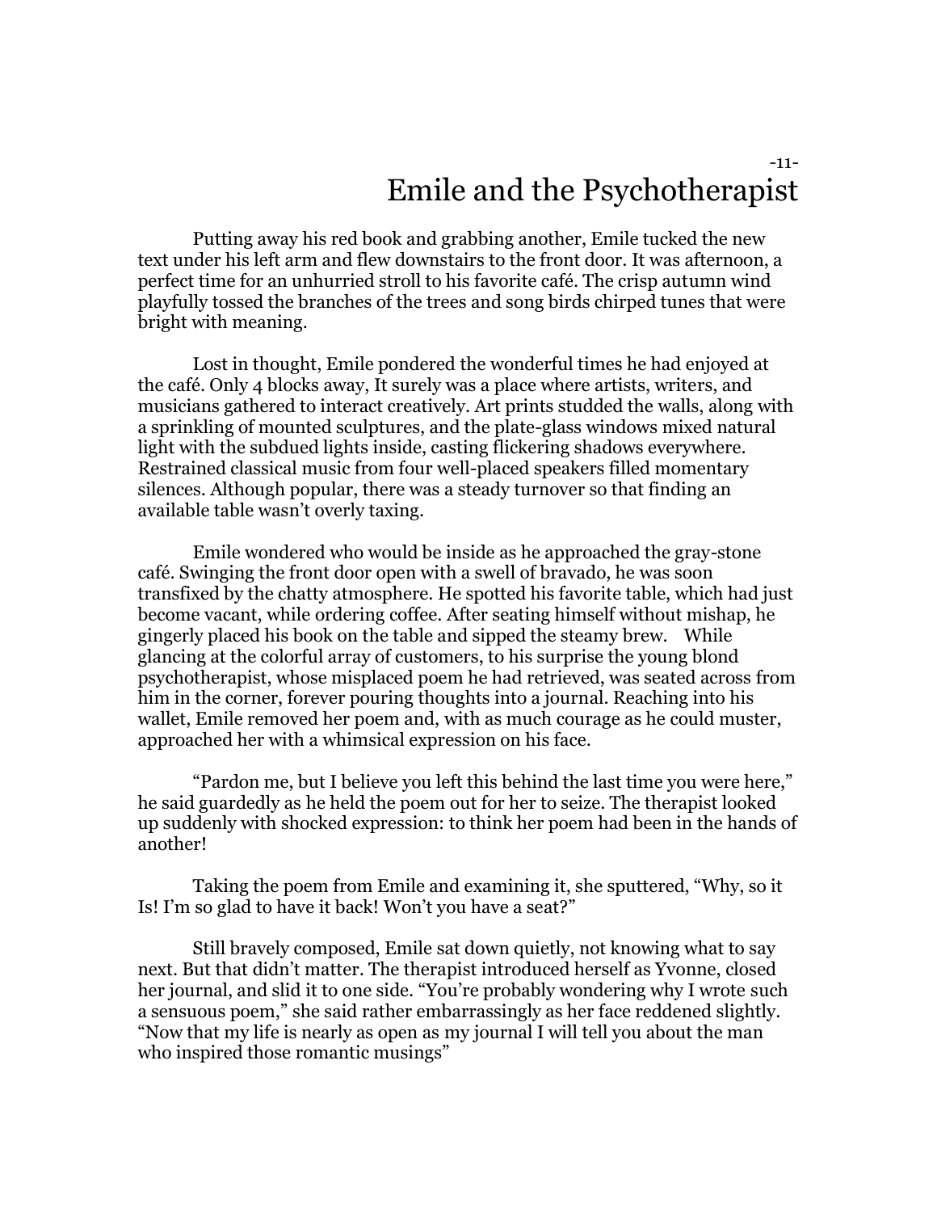-11-

# Emile and the Psychotherapist

Putting away his red book and grabbing another, Emile tucked the new text under his left arm and flew downstairs to the front door. It was afternoon, a perfect time for an unhurried stroll to his favorite café. The crisp autumn wind playfully tossed the branches of the trees and song birds chirped tunes that were bright with meaning.

Lost in thought, Emile pondered the wonderful times he had enjoyed at the café. Only 4 blocks away, It surely was a place where artists, writers, and musicians gathered to interact creatively. Art prints studded the walls, along with a sprinkling of mounted sculptures, and the plate-glass windows mixed natural light with the subdued lights inside, casting flickering shadows everywhere. Restrained classical music from four well-placed speakers filled momentary silences. Although popular, there was a steady turnover so that finding an available table wasn't overly taxing.

Emile wondered who would be inside as he approached the gray-stone café. Swinging the front door open with a swell of bravado, he was soon transfixed by the chatty atmosphere. He spotted his favorite table, which had just become vacant, while ordering coffee. After seating himself without mishap, he gingerly placed his book on the table and sipped the steamy brew. While glancing at the colorful array of customers, to his surprise the young blond psychotherapist, whose misplaced poem he had retrieved, was seated across from him in the corner, forever pouring thoughts into a journal. Reaching into his wallet, Emile removed her poem and, with as much courage as he could muster, approached her with a whimsical expression on his face.

"Pardon me, but I believe you left this behind the last time you were here," he said guardedly as he held the poem out for her to seize. The therapist looked up suddenly with shocked expression: to think her poem had been in the hands of another!

Taking the poem from Emile and examining it, she sputtered, "Why, so it Is! I'm so glad to have it back! Won't you have a seat?"

Still bravely composed, Emile sat down quietly, not knowing what to say next. But that didn't matter. The therapist introduced herself as Yvonne, closed her journal, and slid it to one side. "You're probably wondering why I wrote such a sensuous poem," she said rather embarrassingly as her face reddened slightly. "Now that my life is nearly as open as my journal I will tell you about the man who inspired those romantic musings"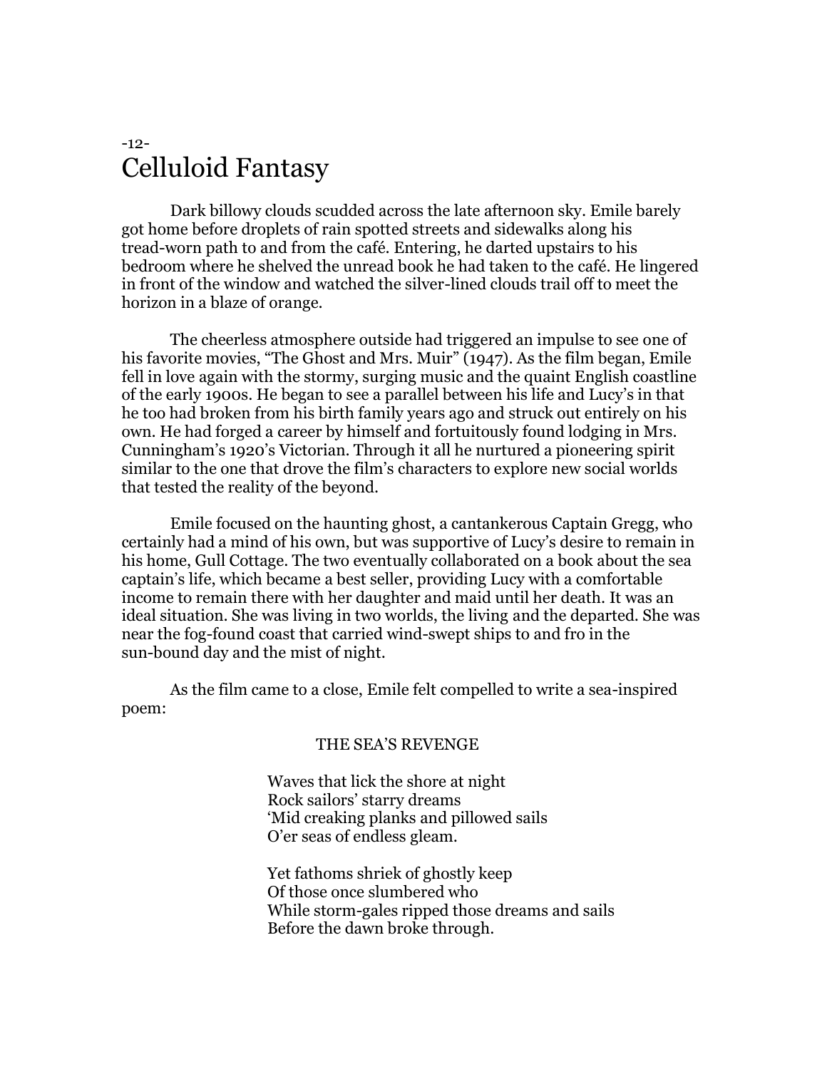-12-

# Celluloid Fantasy

Dark billowy clouds scudded across the late afternoon sky. Emile barely got home before droplets of rain spotted streets and sidewalks along his tread-worn path to and from the café. Entering, he darted upstairs to his bedroom where he shelved the unread book he had taken to the café. He lingered in front of the window and watched the silver-lined clouds trail off to meet the horizon in a blaze of orange.

The cheerless atmosphere outside had triggered an impulse to see one of his favorite movies, "The Ghost and Mrs. Muir" (1947). As the film began, Emile fell in love again with the stormy, surging music and the quaint English coastline of the early 1900s. He began to see a parallel between his life and Lucy's in that he too had broken from his birth family years ago and struck out entirely on his own. He had forged a career by himself and fortuitously found lodging in Mrs. Cunningham's 1920's Victorian. Through it all he nurtured a pioneering spirit similar to the one that drove the film's characters to explore new social worlds that tested the reality of the beyond.

Emile focused on the haunting ghost, a cantankerous Captain Gregg, who certainly had a mind of his own, but was supportive of Lucy's desire to remain in his home, Gull Cottage. The two eventually collaborated on a book about the sea captain's life, which became a best seller, providing Lucy with a comfortable income to remain there with her daughter and maid until her death. It was an ideal situation. She was living in two worlds, the living and the departed. She was near the fog-found coast that carried wind-swept ships to and fro in the sun-bound day and the mist of night.

As the film came to a close, Emile felt compelled to write a sea-inspired poem:

THE SEA'S REVENGE

Waves that lick the shore at night  
Rock sailors' starry dreams  
'Mid creaking planks and pillowed sails  
O'er seas of endless gleam.

Yet fathoms shriek of ghostly keep  
Of those once slumbered who  
While storm-gales ripped those dreams and sails  
Before the dawn broke through.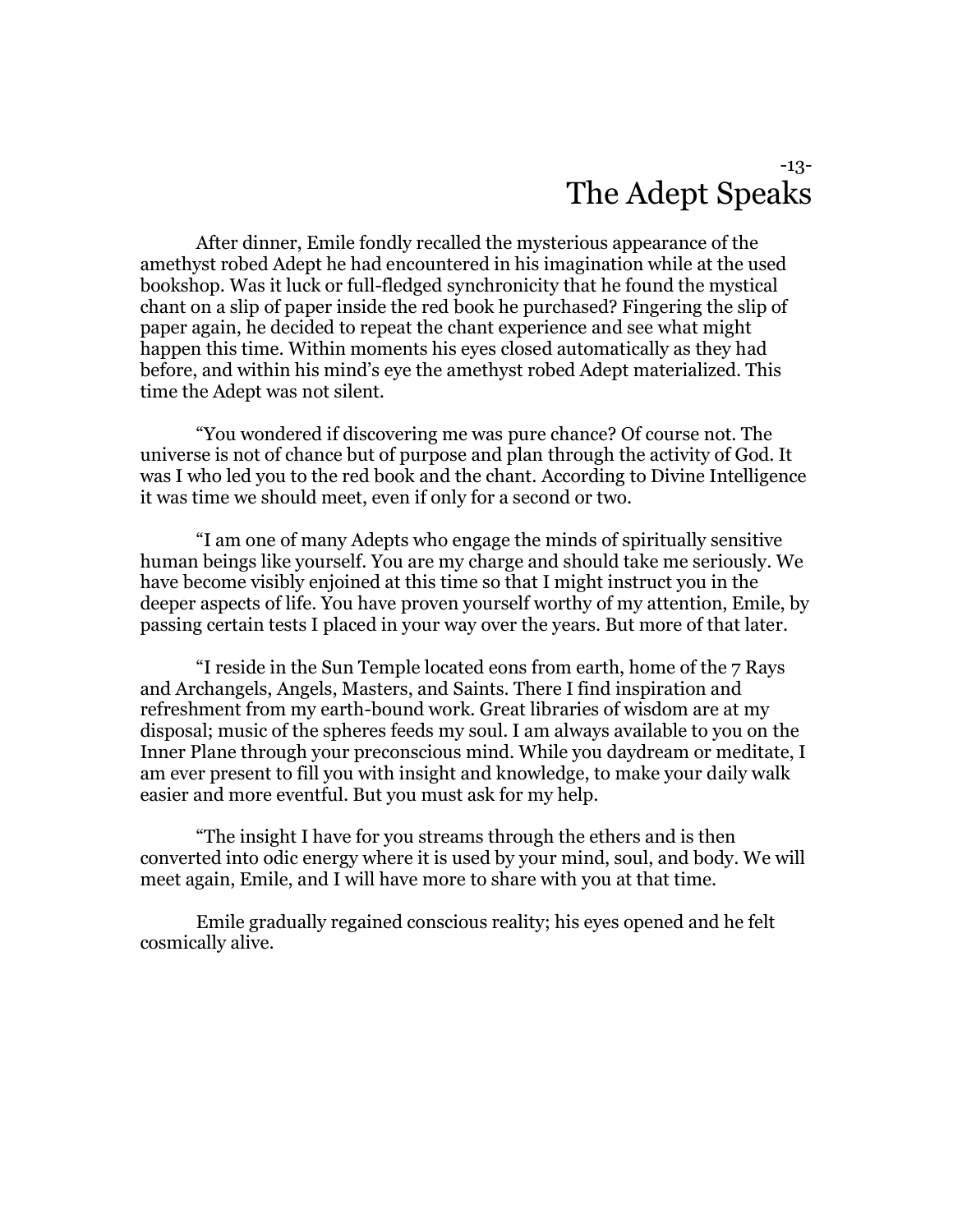# -13- The Adept Speaks

After dinner, Emile fondly recalled the mysterious appearance of the amethyst robed Adept he had encountered in his imagination while at the used bookshop. Was it luck or full-fledged synchronicity that he found the mystical chant on a slip of paper inside the red book he purchased? Fingering the slip of paper again, he decided to repeat the chant experience and see what might happen this time. Within moments his eyes closed automatically as they had before, and within his mind's eye the amethyst robed Adept materialized. This time the Adept was not silent.

"You wondered if discovering me was pure chance? Of course not. The universe is not of chance but of purpose and plan through the activity of God. It was I who led you to the red book and the chant. According to Divine Intelligence it was time we should meet, even if only for a second or two.

"I am one of many Adepts who engage the minds of spiritually sensitive human beings like yourself. You are my charge and should take me seriously. We have become visibly enjoined at this time so that I might instruct you in the deeper aspects of life. You have proven yourself worthy of my attention, Emile, by passing certain tests I placed in your way over the years. But more of that later.

"I reside in the Sun Temple located eons from earth, home of the 7 Rays and Archangels, Angels, Masters, and Saints. There I find inspiration and refreshment from my earth-bound work. Great libraries of wisdom are at my disposal; music of the spheres feeds my soul. I am always available to you on the Inner Plane through your preconscious mind. While you daydream or meditate, I am ever present to fill you with insight and knowledge, to make your daily walk easier and more eventful. But you must ask for my help.

"The insight I have for you streams through the ethers and is then converted into odic energy where it is used by your mind, soul, and body. We will meet again, Emile, and I will have more to share with you at that time.

Emile gradually regained conscious reality; his eyes opened and he felt cosmically alive.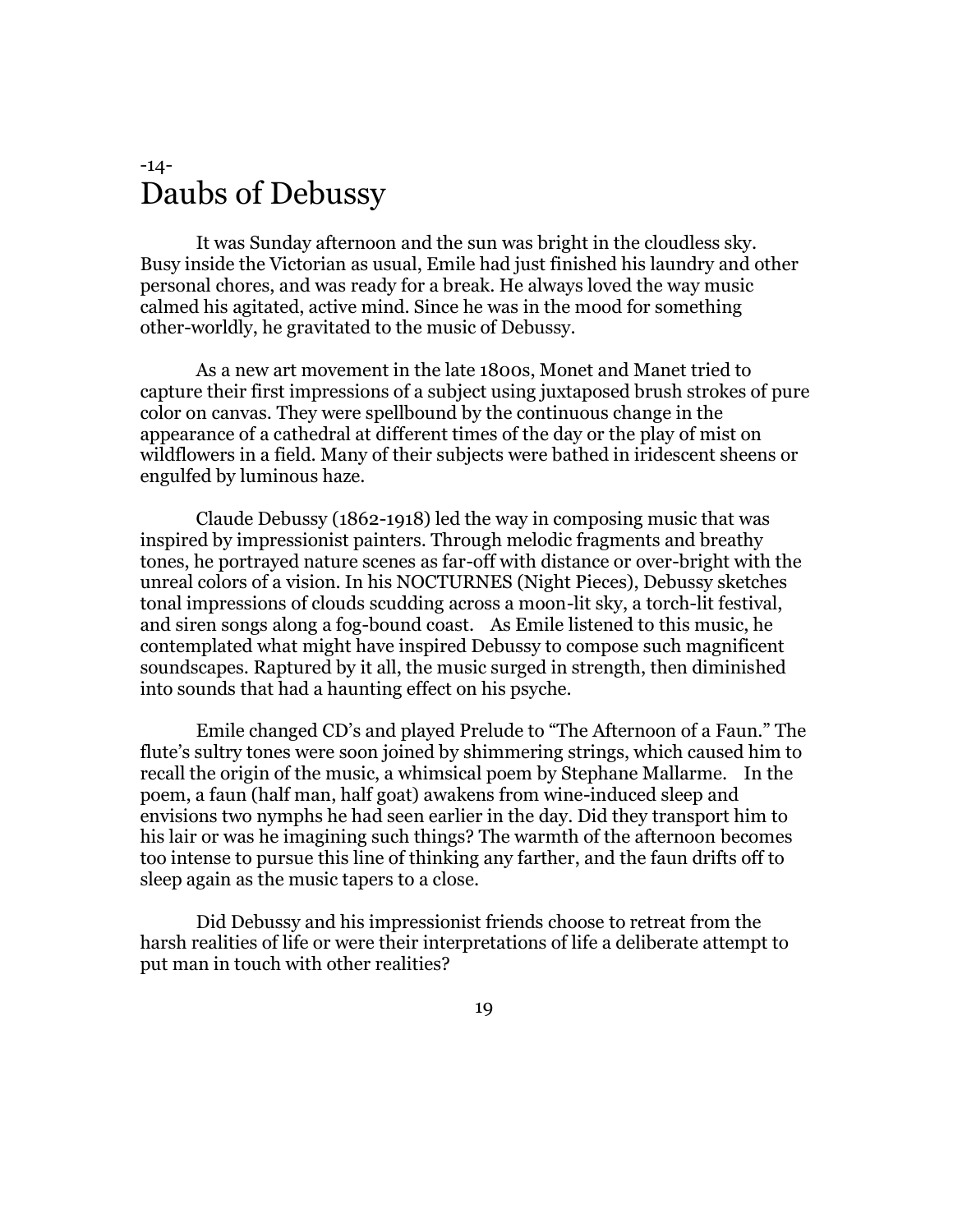# -14-
# Daubs of Debussy

It was Sunday afternoon and the sun was bright in the cloudless sky. Busy inside the Victorian as usual, Emile had just finished his laundry and other personal chores, and was ready for a break. He always loved the way music calmed his agitated, active mind. Since he was in the mood for something other-worldly, he gravitated to the music of Debussy.

As a new art movement in the late 1800s, Monet and Manet tried to capture their first impressions of a subject using juxtaposed brush strokes of pure color on canvas. They were spellbound by the continuous change in the appearance of a cathedral at different times of the day or the play of mist on wildflowers in a field. Many of their subjects were bathed in iridescent sheens or engulfed by luminous haze.

Claude Debussy (1862-1918) led the way in composing music that was inspired by impressionist painters. Through melodic fragments and breathy tones, he portrayed nature scenes as far-off with distance or over-bright with the unreal colors of a vision. In his NOCTURNES (Night Pieces), Debussy sketches tonal impressions of clouds scudding across a moon-lit sky, a torch-lit festival, and siren songs along a fog-bound coast. As Emile listened to this music, he contemplated what might have inspired Debussy to compose such magnificent soundscapes. Raptured by it all, the music surged in strength, then diminished into sounds that had a haunting effect on his psyche.

Emile changed CD's and played Prelude to "The Afternoon of a Faun." The flute's sultry tones were soon joined by shimmering strings, which caused him to recall the origin of the music, a whimsical poem by Stephane Mallarme. In the poem, a faun (half man, half goat) awakens from wine-induced sleep and envisions two nymphs he had seen earlier in the day. Did they transport him to his lair or was he imagining such things? The warmth of the afternoon becomes too intense to pursue this line of thinking any farther, and the faun drifts off to sleep again as the music tapers to a close.

Did Debussy and his impressionist friends choose to retreat from the harsh realities of life or were their interpretations of life a deliberate attempt to put man in touch with other realities?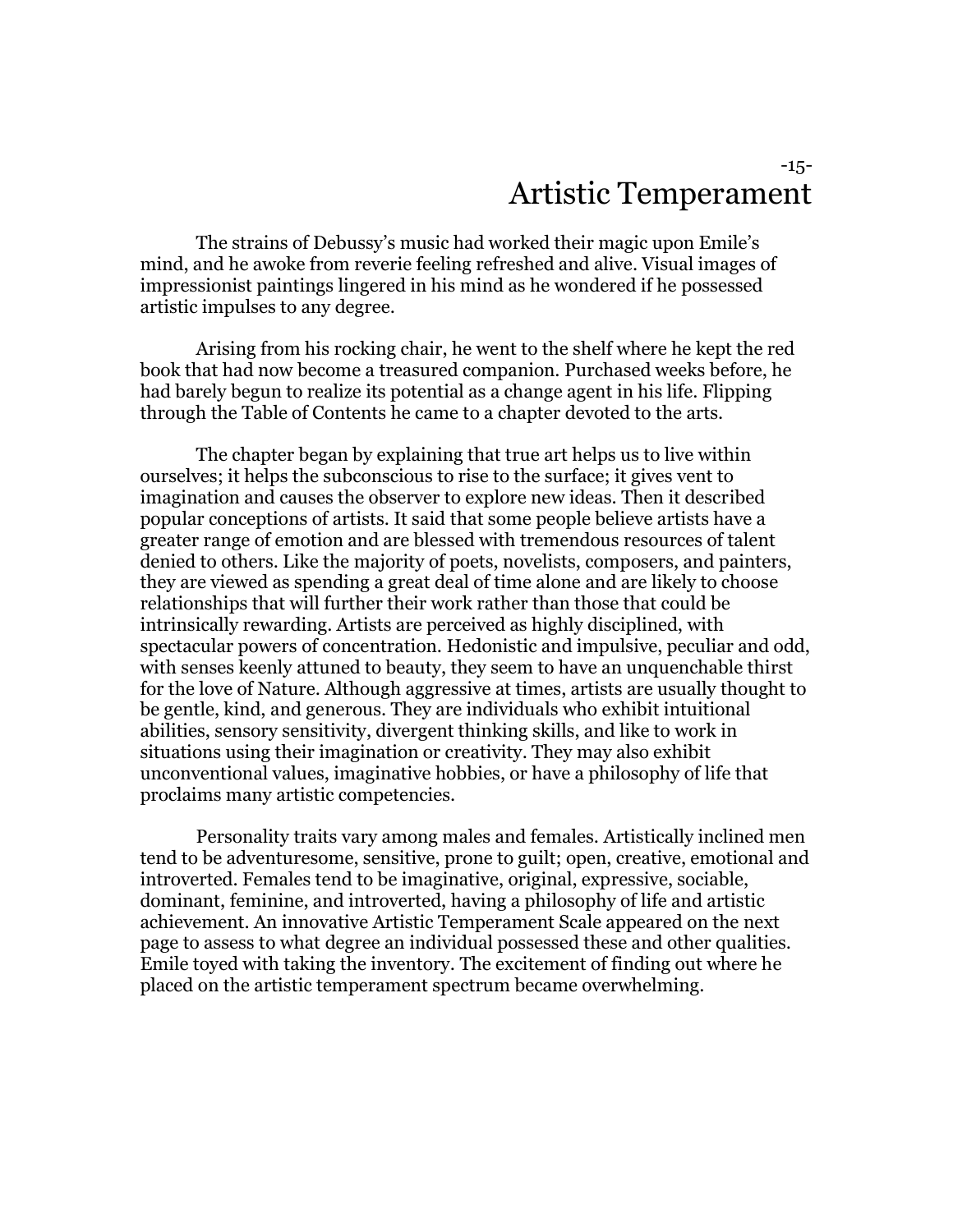# Artistic Temperament

The strains of Debussy's music had worked their magic upon Emile's mind, and he awoke from reverie feeling refreshed and alive. Visual images of impressionist paintings lingered in his mind as he wondered if he possessed artistic impulses to any degree.

Arising from his rocking chair, he went to the shelf where he kept the red book that had now become a treasured companion. Purchased weeks before, he had barely begun to realize its potential as a change agent in his life. Flipping through the Table of Contents he came to a chapter devoted to the arts.

The chapter began by explaining that true art helps us to live within ourselves; it helps the subconscious to rise to the surface; it gives vent to imagination and causes the observer to explore new ideas. Then it described popular conceptions of artists. It said that some people believe artists have a greater range of emotion and are blessed with tremendous resources of talent denied to others. Like the majority of poets, novelists, composers, and painters, they are viewed as spending a great deal of time alone and are likely to choose relationships that will further their work rather than those that could be intrinsically rewarding. Artists are perceived as highly disciplined, with spectacular powers of concentration. Hedonistic and impulsive, peculiar and odd, with senses keenly attuned to beauty, they seem to have an unquenchable thirst for the love of Nature. Although aggressive at times, artists are usually thought to be gentle, kind, and generous. They are individuals who exhibit intuitional abilities, sensory sensitivity, divergent thinking skills, and like to work in situations using their imagination or creativity. They may also exhibit unconventional values, imaginative hobbies, or have a philosophy of life that proclaims many artistic competencies.

Personality traits vary among males and females. Artistically inclined men tend to be adventuresome, sensitive, prone to guilt; open, creative, emotional and introverted. Females tend to be imaginative, original, expressive, sociable, dominant, feminine, and introverted, having a philosophy of life and artistic achievement. An innovative Artistic Temperament Scale appeared on the next page to assess to what degree an individual possessed these and other qualities. Emile toyed with taking the inventory. The excitement of finding out where he placed on the artistic temperament spectrum became overwhelming.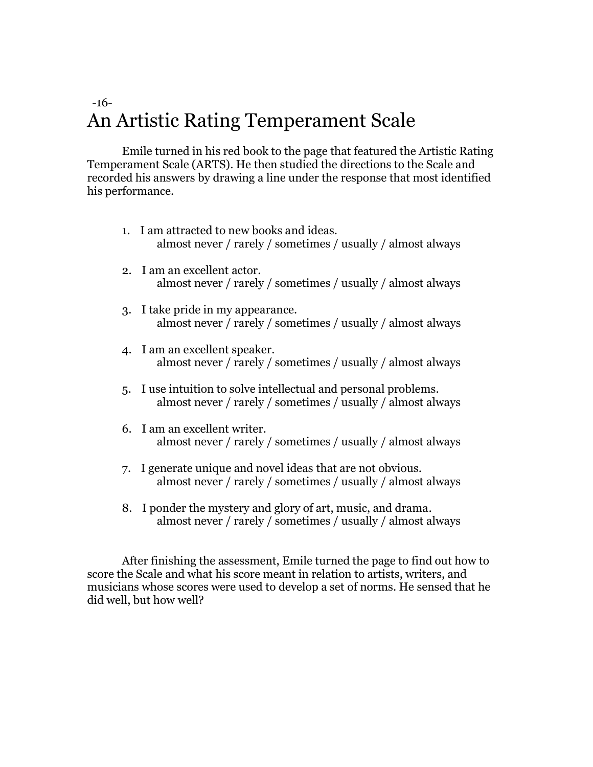-16-

# An Artistic Rating Temperament Scale

Emile turned in his red book to the page that featured the Artistic Rating Temperament Scale (ARTS). He then studied the directions to the Scale and recorded his answers by drawing a line under the response that most identified his performance.

1. I am attracted to new books and ideas.
   almost never / rarely / sometimes / usually / almost always

2. I am an excellent actor.
   almost never / rarely / sometimes / usually / almost always

3. I take pride in my appearance.
   almost never / rarely / sometimes / usually / almost always

4. I am an excellent speaker.
   almost never / rarely / sometimes / usually / almost always

5. I use intuition to solve intellectual and personal problems.
   almost never / rarely / sometimes / usually / almost always

6. I am an excellent writer.
   almost never / rarely / sometimes / usually / almost always

7. I generate unique and novel ideas that are not obvious.
   almost never / rarely / sometimes / usually / almost always

8. I ponder the mystery and glory of art, music, and drama.
   almost never / rarely / sometimes / usually / almost always

After finishing the assessment, Emile turned the page to find out how to score the Scale and what his score meant in relation to artists, writers, and musicians whose scores were used to develop a set of norms. He sensed that he did well, but how well?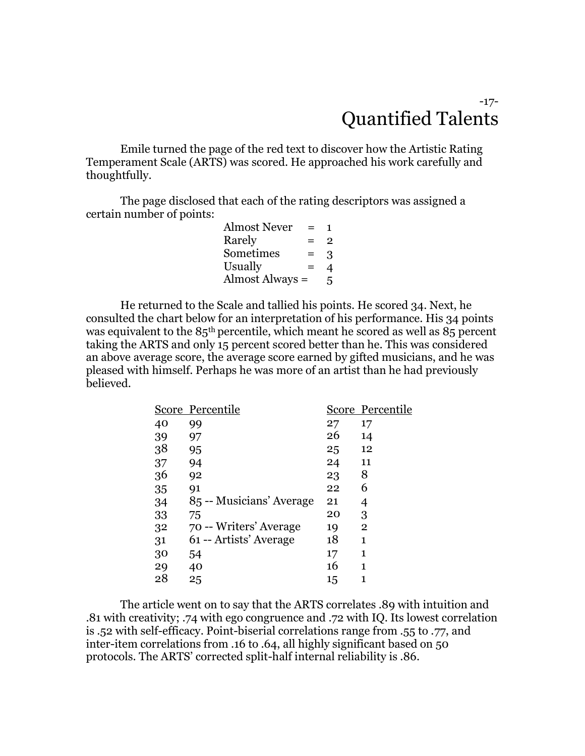# Quantified Talents

Emile turned the page of the red text to discover how the Artistic Rating Temperament Scale (ARTS) was scored. He approached his work carefully and thoughtfully.

The page disclosed that each of the rating descriptors was assigned a certain number of points:

| | | |
|---|---|---|
| Almost Never | = | 1 |
| Rarely | = | 2 |
| Sometimes | = | 3 |
| Usually | = | 4 |
| Almost Always | = | 5 |

He returned to the Scale and tallied his points. He scored 34. Next, he consulted the chart below for an interpretation of his performance. His 34 points was equivalent to the 85th percentile, which meant he scored as well as 85 percent taking the ARTS and only 15 percent scored better than he. This was considered an above average score, the average score earned by gifted musicians, and he was pleased with himself. Perhaps he was more of an artist than he had previously believed.

| Score | Percentile | Score | Percentile |
|---|---|---|---|
| 40 | 99 | 27 | 17 |
| 39 | 97 | 26 | 14 |
| 38 | 95 | 25 | 12 |
| 37 | 94 | 24 | 11 |
| 36 | 92 | 23 | 8 |
| 35 | 91 | 22 | 6 |
| 34 | 85 -- Musicians' Average | 21 | 4 |
| 33 | 75 | 20 | 3 |
| 32 | 70 -- Writers' Average | 19 | 2 |
| 31 | 61 -- Artists' Average | 18 | 1 |
| 30 | 54 | 17 | 1 |
| 29 | 40 | 16 | 1 |
| 28 | 25 | 15 | 1 |

The article went on to say that the ARTS correlates .89 with intuition and .81 with creativity; .74 with ego congruence and .72 with IQ. Its lowest correlation is .52 with self-efficacy. Point-biserial correlations range from .55 to .77, and inter-item correlations from .16 to .64, all highly significant based on 50 protocols. The ARTS' corrected split-half internal reliability is .86.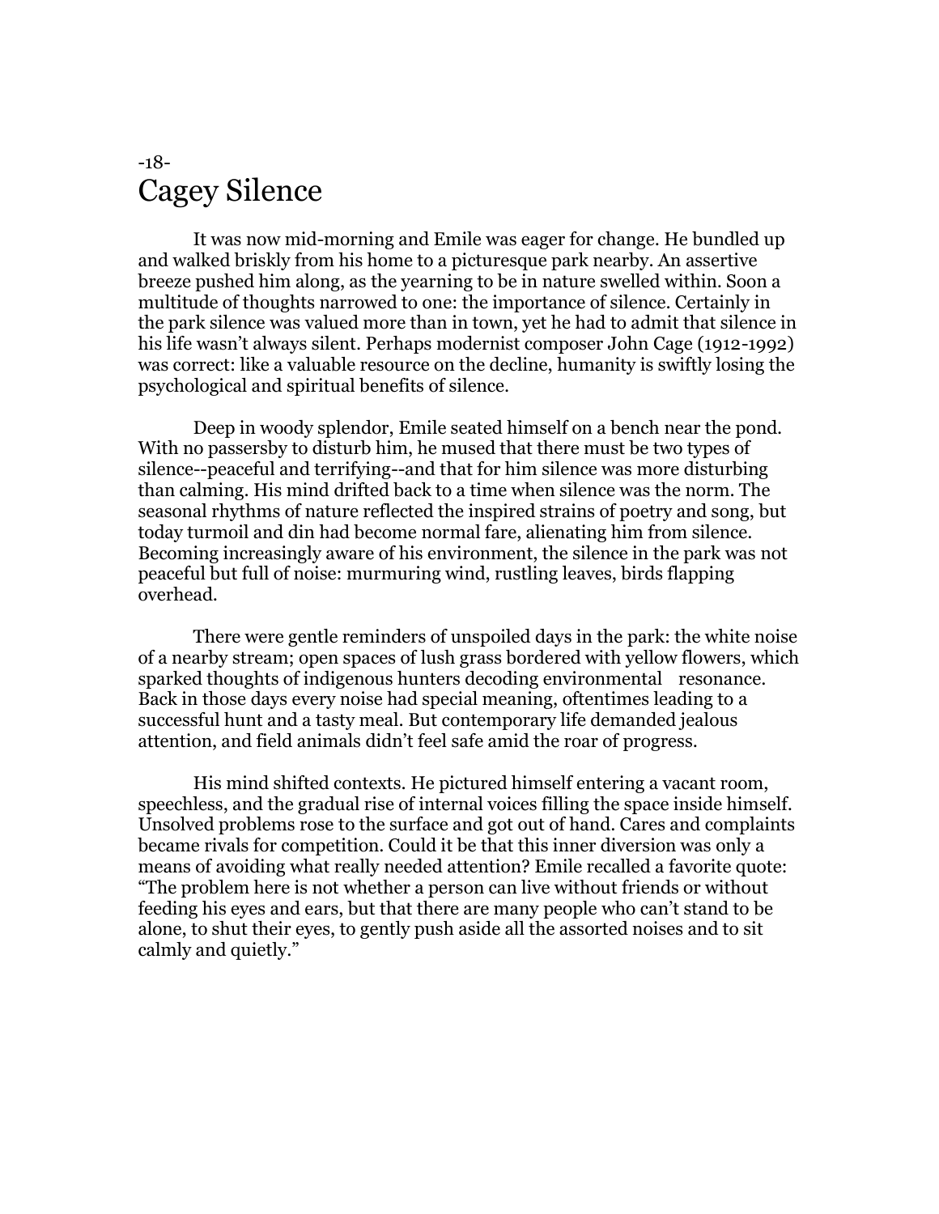-18-

# Cagey Silence

It was now mid-morning and Emile was eager for change. He bundled up and walked briskly from his home to a picturesque park nearby. An assertive breeze pushed him along, as the yearning to be in nature swelled within. Soon a multitude of thoughts narrowed to one: the importance of silence. Certainly in the park silence was valued more than in town, yet he had to admit that silence in his life wasn't always silent. Perhaps modernist composer John Cage (1912-1992) was correct: like a valuable resource on the decline, humanity is swiftly losing the psychological and spiritual benefits of silence.

Deep in woody splendor, Emile seated himself on a bench near the pond. With no passersby to disturb him, he mused that there must be two types of silence--peaceful and terrifying--and that for him silence was more disturbing than calming. His mind drifted back to a time when silence was the norm. The seasonal rhythms of nature reflected the inspired strains of poetry and song, but today turmoil and din had become normal fare, alienating him from silence. Becoming increasingly aware of his environment, the silence in the park was not peaceful but full of noise: murmuring wind, rustling leaves, birds flapping overhead.

There were gentle reminders of unspoiled days in the park: the white noise of a nearby stream; open spaces of lush grass bordered with yellow flowers, which sparked thoughts of indigenous hunters decoding environmental resonance. Back in those days every noise had special meaning, oftentimes leading to a successful hunt and a tasty meal. But contemporary life demanded jealous attention, and field animals didn't feel safe amid the roar of progress.

His mind shifted contexts. He pictured himself entering a vacant room, speechless, and the gradual rise of internal voices filling the space inside himself. Unsolved problems rose to the surface and got out of hand. Cares and complaints became rivals for competition. Could it be that this inner diversion was only a means of avoiding what really needed attention? Emile recalled a favorite quote: "The problem here is not whether a person can live without friends or without feeding his eyes and ears, but that there are many people who can't stand to be alone, to shut their eyes, to gently push aside all the assorted noises and to sit calmly and quietly."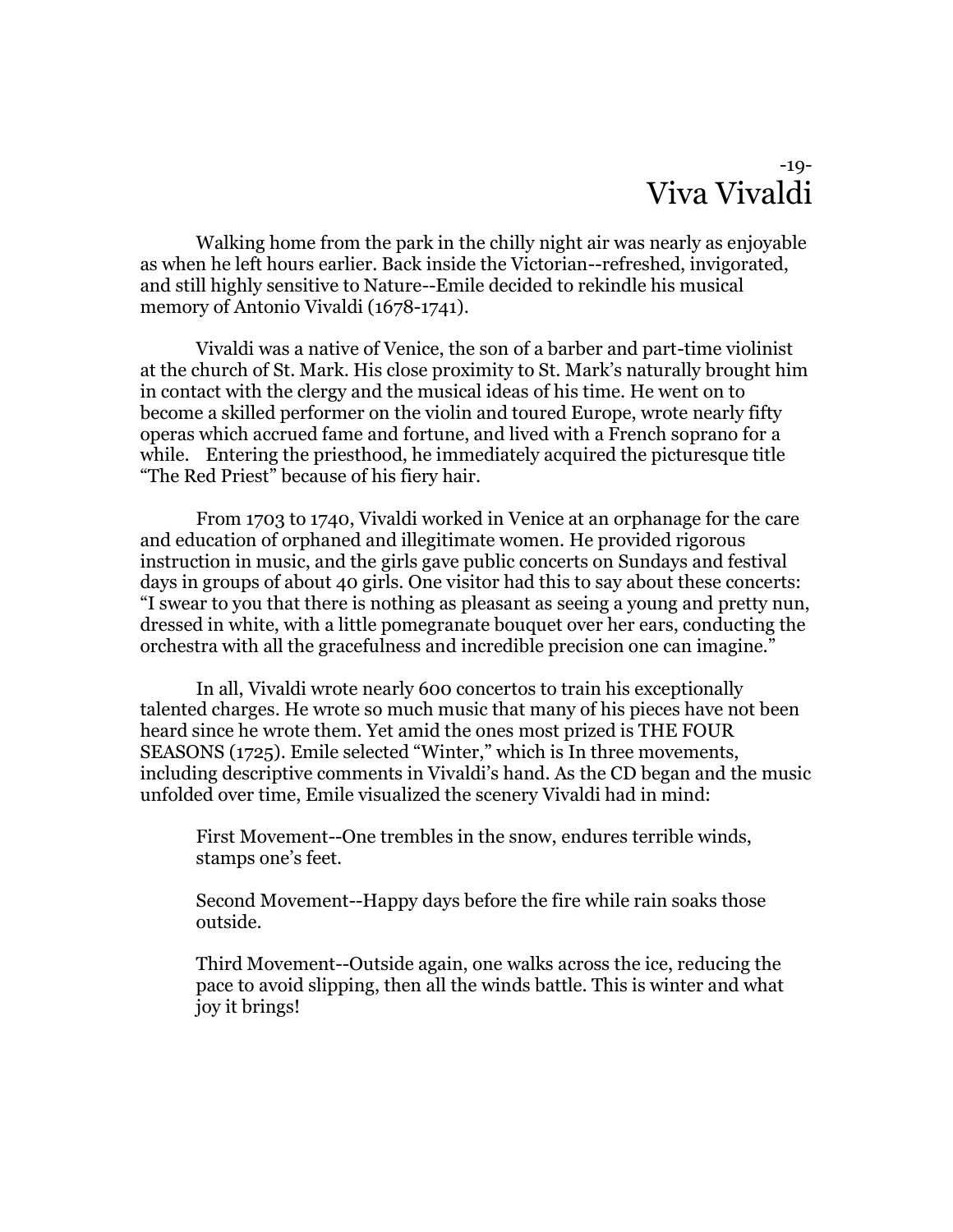# -19- Viva Vivaldi

Walking home from the park in the chilly night air was nearly as enjoyable as when he left hours earlier. Back inside the Victorian--refreshed, invigorated, and still highly sensitive to Nature--Emile decided to rekindle his musical memory of Antonio Vivaldi (1678-1741).

Vivaldi was a native of Venice, the son of a barber and part-time violinist at the church of St. Mark. His close proximity to St. Mark's naturally brought him in contact with the clergy and the musical ideas of his time. He went on to become a skilled performer on the violin and toured Europe, wrote nearly fifty operas which accrued fame and fortune, and lived with a French soprano for a while. Entering the priesthood, he immediately acquired the picturesque title "The Red Priest" because of his fiery hair.

From 1703 to 1740, Vivaldi worked in Venice at an orphanage for the care and education of orphaned and illegitimate women. He provided rigorous instruction in music, and the girls gave public concerts on Sundays and festival days in groups of about 40 girls. One visitor had this to say about these concerts: "I swear to you that there is nothing as pleasant as seeing a young and pretty nun, dressed in white, with a little pomegranate bouquet over her ears, conducting the orchestra with all the gracefulness and incredible precision one can imagine."

In all, Vivaldi wrote nearly 600 concertos to train his exceptionally talented charges. He wrote so much music that many of his pieces have not been heard since he wrote them. Yet amid the ones most prized is THE FOUR SEASONS (1725). Emile selected "Winter," which is In three movements, including descriptive comments in Vivaldi's hand. As the CD began and the music unfolded over time, Emile visualized the scenery Vivaldi had in mind:

> First Movement--One trembles in the snow, endures terrible winds, stamps one's feet.
>
> Second Movement--Happy days before the fire while rain soaks those outside.
>
> Third Movement--Outside again, one walks across the ice, reducing the pace to avoid slipping, then all the winds battle. This is winter and what joy it brings!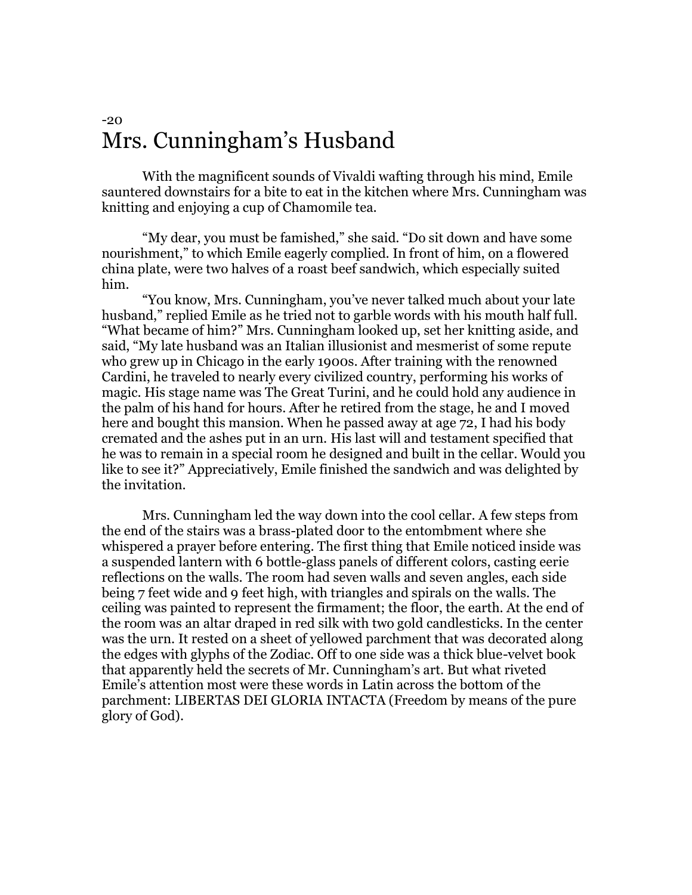-20

# Mrs. Cunningham's Husband

With the magnificent sounds of Vivaldi wafting through his mind, Emile sauntered downstairs for a bite to eat in the kitchen where Mrs. Cunningham was knitting and enjoying a cup of Chamomile tea.

"My dear, you must be famished," she said. "Do sit down and have some nourishment," to which Emile eagerly complied. In front of him, on a flowered china plate, were two halves of a roast beef sandwich, which especially suited him.

"You know, Mrs. Cunningham, you've never talked much about your late husband," replied Emile as he tried not to garble words with his mouth half full. "What became of him?" Mrs. Cunningham looked up, set her knitting aside, and said, "My late husband was an Italian illusionist and mesmerist of some repute who grew up in Chicago in the early 1900s. After training with the renowned Cardini, he traveled to nearly every civilized country, performing his works of magic. His stage name was The Great Turini, and he could hold any audience in the palm of his hand for hours. After he retired from the stage, he and I moved here and bought this mansion. When he passed away at age 72, I had his body cremated and the ashes put in an urn. His last will and testament specified that he was to remain in a special room he designed and built in the cellar. Would you like to see it?" Appreciatively, Emile finished the sandwich and was delighted by the invitation.

Mrs. Cunningham led the way down into the cool cellar. A few steps from the end of the stairs was a brass-plated door to the entombment where she whispered a prayer before entering. The first thing that Emile noticed inside was a suspended lantern with 6 bottle-glass panels of different colors, casting eerie reflections on the walls. The room had seven walls and seven angles, each side being 7 feet wide and 9 feet high, with triangles and spirals on the walls. The ceiling was painted to represent the firmament; the floor, the earth. At the end of the room was an altar draped in red silk with two gold candlesticks. In the center was the urn. It rested on a sheet of yellowed parchment that was decorated along the edges with glyphs of the Zodiac. Off to one side was a thick blue-velvet book that apparently held the secrets of Mr. Cunningham's art. But what riveted Emile's attention most were these words in Latin across the bottom of the parchment: LIBERTAS DEI GLORIA INTACTA (Freedom by means of the pure glory of God).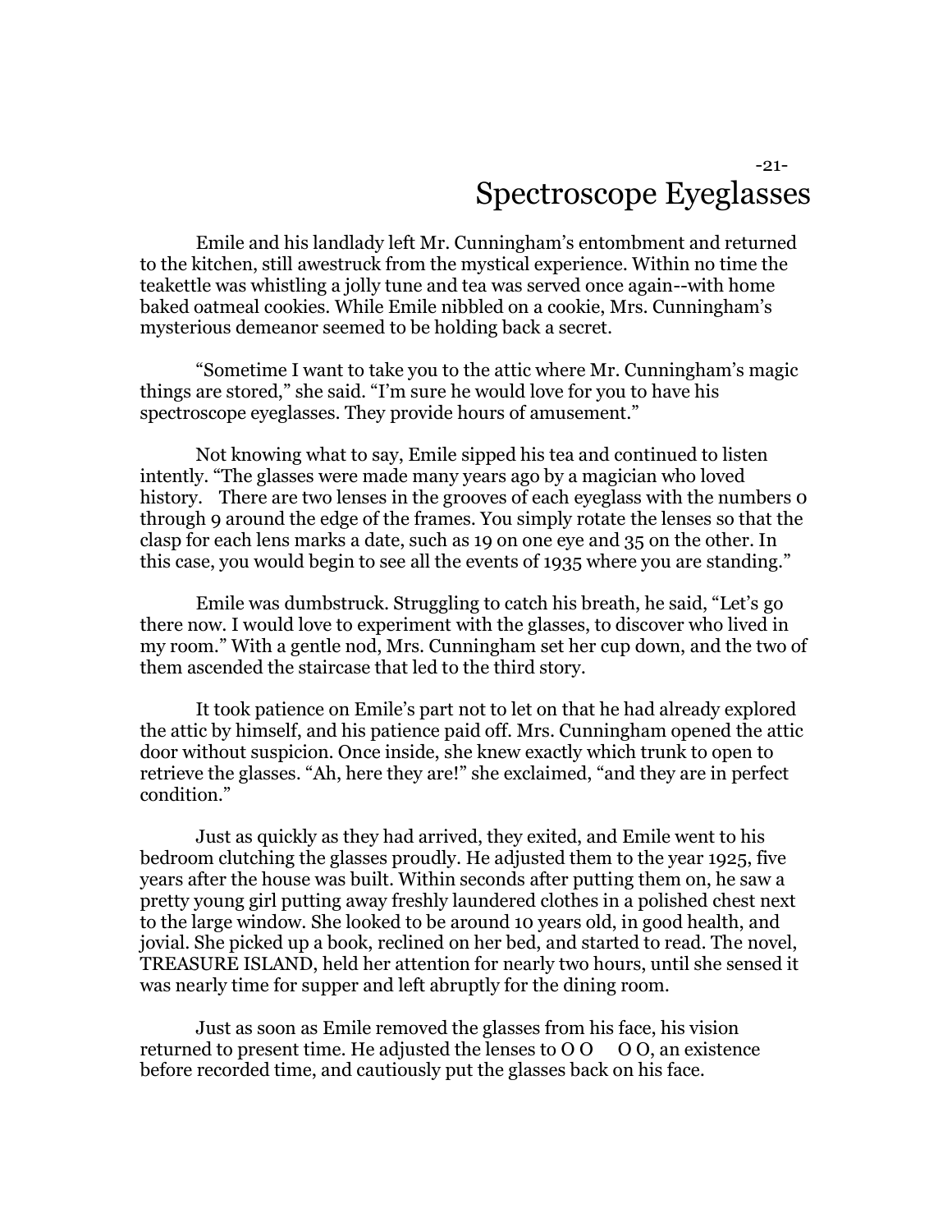# -21-
# Spectroscope Eyeglasses

Emile and his landlady left Mr. Cunningham's entombment and returned to the kitchen, still awestruck from the mystical experience. Within no time the teakettle was whistling a jolly tune and tea was served once again--with home baked oatmeal cookies. While Emile nibbled on a cookie, Mrs. Cunningham's mysterious demeanor seemed to be holding back a secret.

"Sometime I want to take you to the attic where Mr. Cunningham's magic things are stored," she said. "I'm sure he would love for you to have his spectroscope eyeglasses. They provide hours of amusement."

Not knowing what to say, Emile sipped his tea and continued to listen intently. "The glasses were made many years ago by a magician who loved history. There are two lenses in the grooves of each eyeglass with the numbers 0 through 9 around the edge of the frames. You simply rotate the lenses so that the clasp for each lens marks a date, such as 19 on one eye and 35 on the other. In this case, you would begin to see all the events of 1935 where you are standing."

Emile was dumbstruck. Struggling to catch his breath, he said, "Let's go there now. I would love to experiment with the glasses, to discover who lived in my room." With a gentle nod, Mrs. Cunningham set her cup down, and the two of them ascended the staircase that led to the third story.

It took patience on Emile's part not to let on that he had already explored the attic by himself, and his patience paid off. Mrs. Cunningham opened the attic door without suspicion. Once inside, she knew exactly which trunk to open to retrieve the glasses. "Ah, here they are!" she exclaimed, "and they are in perfect condition."

Just as quickly as they had arrived, they exited, and Emile went to his bedroom clutching the glasses proudly. He adjusted them to the year 1925, five years after the house was built. Within seconds after putting them on, he saw a pretty young girl putting away freshly laundered clothes in a polished chest next to the large window. She looked to be around 10 years old, in good health, and jovial. She picked up a book, reclined on her bed, and started to read. The novel, TREASURE ISLAND, held her attention for nearly two hours, until she sensed it was nearly time for supper and left abruptly for the dining room.

Just as soon as Emile removed the glasses from his face, his vision returned to present time. He adjusted the lenses to O O O O, an existence before recorded time, and cautiously put the glasses back on his face.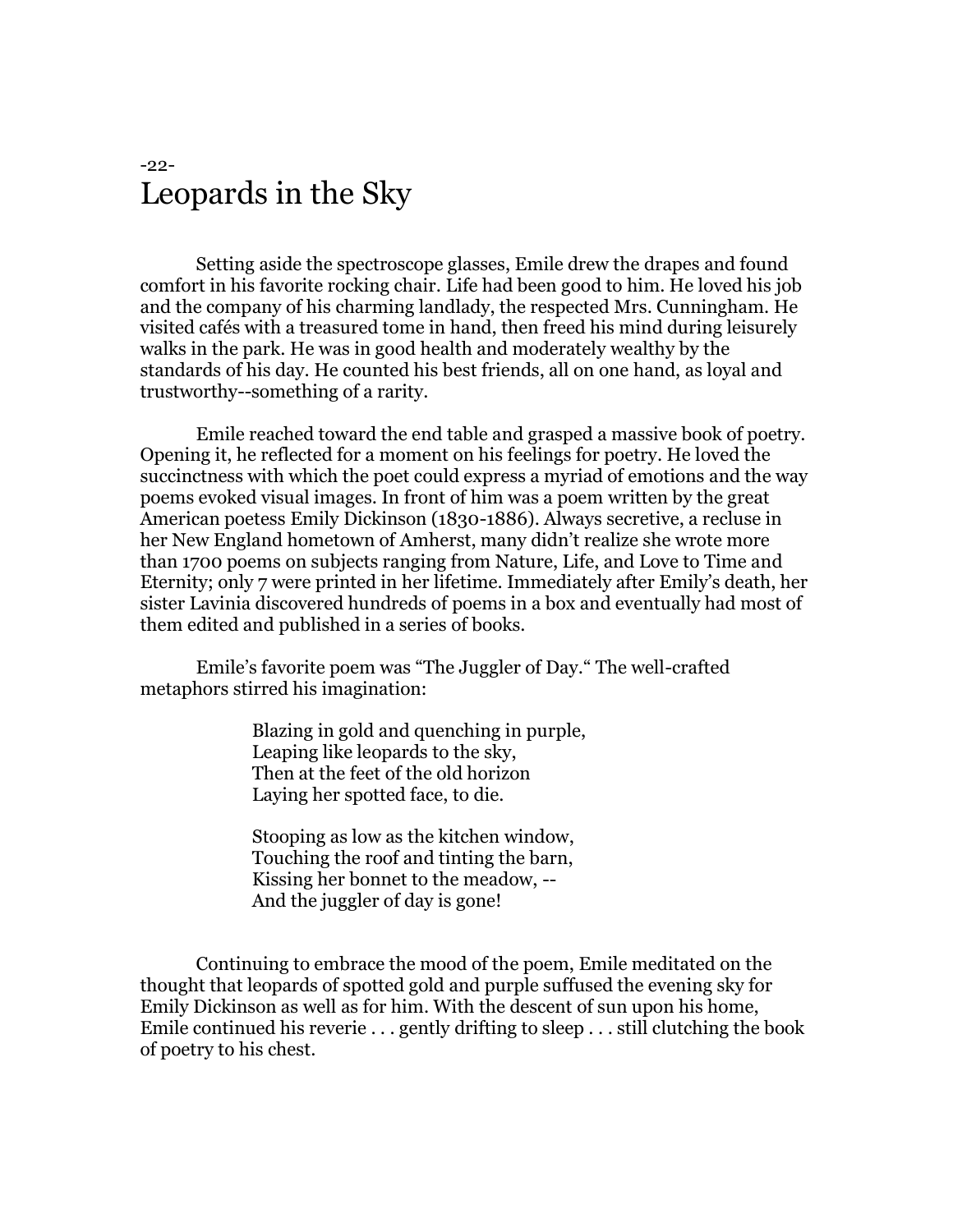-22-

# Leopards in the Sky

Setting aside the spectroscope glasses, Emile drew the drapes and found comfort in his favorite rocking chair. Life had been good to him. He loved his job and the company of his charming landlady, the respected Mrs. Cunningham. He visited cafés with a treasured tome in hand, then freed his mind during leisurely walks in the park. He was in good health and moderately wealthy by the standards of his day. He counted his best friends, all on one hand, as loyal and trustworthy--something of a rarity.

Emile reached toward the end table and grasped a massive book of poetry. Opening it, he reflected for a moment on his feelings for poetry. He loved the succinctness with which the poet could express a myriad of emotions and the way poems evoked visual images. In front of him was a poem written by the great American poetess Emily Dickinson (1830-1886). Always secretive, a recluse in her New England hometown of Amherst, many didn't realize she wrote more than 1700 poems on subjects ranging from Nature, Life, and Love to Time and Eternity; only 7 were printed in her lifetime. Immediately after Emily's death, her sister Lavinia discovered hundreds of poems in a box and eventually had most of them edited and published in a series of books.

Emile's favorite poem was "The Juggler of Day." The well-crafted metaphors stirred his imagination:

> Blazing in gold and quenching in purple,  
> Leaping like leopards to the sky,  
> Then at the feet of the old horizon  
> Laying her spotted face, to die.
>
> Stooping as low as the kitchen window,  
> Touching the roof and tinting the barn,  
> Kissing her bonnet to the meadow, --  
> And the juggler of day is gone!

Continuing to embrace the mood of the poem, Emile meditated on the thought that leopards of spotted gold and purple suffused the evening sky for Emily Dickinson as well as for him. With the descent of sun upon his home, Emile continued his reverie . . . gently drifting to sleep . . . still clutching the book of poetry to his chest.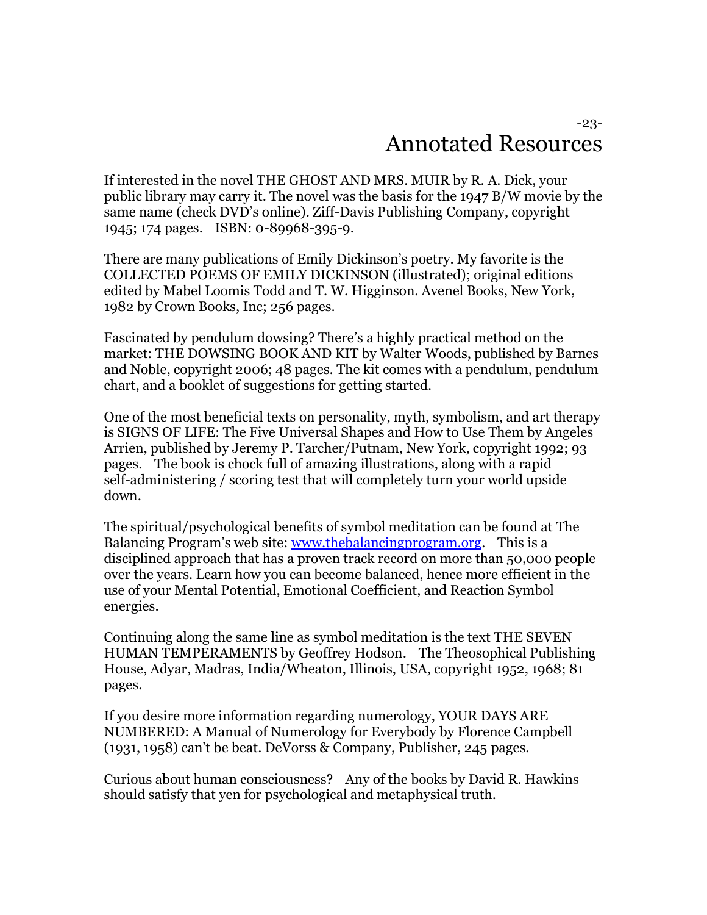# Annotated Resources

If interested in the novel THE GHOST AND MRS. MUIR by R. A. Dick, your public library may carry it. The novel was the basis for the 1947 B/W movie by the same name (check DVD's online). Ziff-Davis Publishing Company, copyright 1945; 174 pages. ISBN: 0-89968-395-9.

There are many publications of Emily Dickinson's poetry. My favorite is the COLLECTED POEMS OF EMILY DICKINSON (illustrated); original editions edited by Mabel Loomis Todd and T. W. Higginson. Avenel Books, New York, 1982 by Crown Books, Inc; 256 pages.

Fascinated by pendulum dowsing? There's a highly practical method on the market: THE DOWSING BOOK AND KIT by Walter Woods, published by Barnes and Noble, copyright 2006; 48 pages. The kit comes with a pendulum, pendulum chart, and a booklet of suggestions for getting started.

One of the most beneficial texts on personality, myth, symbolism, and art therapy is SIGNS OF LIFE: The Five Universal Shapes and How to Use Them by Angeles Arrien, published by Jeremy P. Tarcher/Putnam, New York, copyright 1992; 93 pages. The book is chock full of amazing illustrations, along with a rapid self-administering / scoring test that will completely turn your world upside down.

The spiritual/psychological benefits of symbol meditation can be found at The Balancing Program's web site: [www.thebalancingprogram.org](http://www.thebalancingprogram.org). This is a disciplined approach that has a proven track record on more than 50,000 people over the years. Learn how you can become balanced, hence more efficient in the use of your Mental Potential, Emotional Coefficient, and Reaction Symbol energies.

Continuing along the same line as symbol meditation is the text THE SEVEN HUMAN TEMPERAMENTS by Geoffrey Hodson. The Theosophical Publishing House, Adyar, Madras, India/Wheaton, Illinois, USA, copyright 1952, 1968; 81 pages.

If you desire more information regarding numerology, YOUR DAYS ARE NUMBERED: A Manual of Numerology for Everybody by Florence Campbell (1931, 1958) can't be beat. DeVorss & Company, Publisher, 245 pages.

Curious about human consciousness? Any of the books by David R. Hawkins should satisfy that yen for psychological and metaphysical truth.